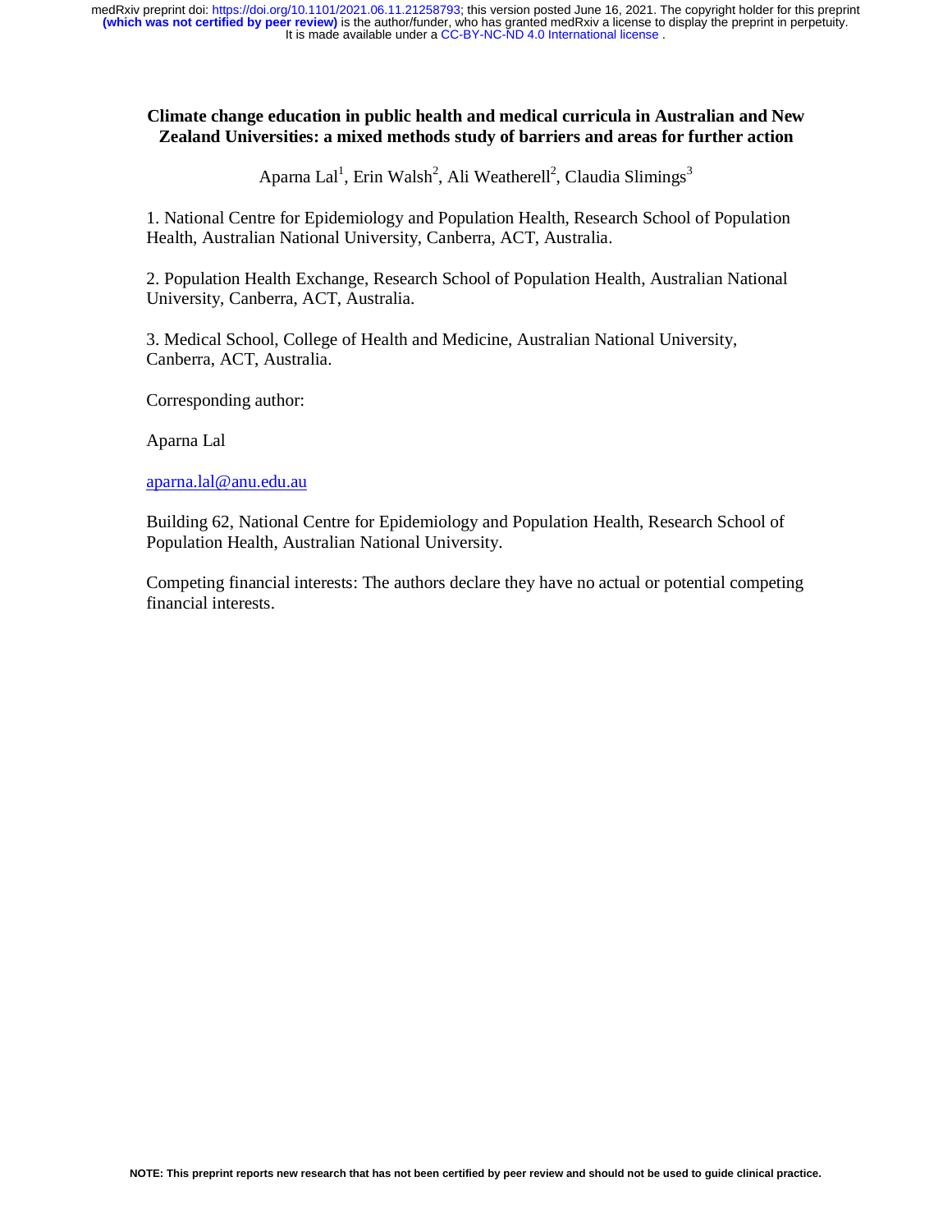# Climate change education in public health and medical curricula in Australian and New Zealand Universities: a mixed methods study of barriers and areas for further action

Aparna Lal[1], Erin Walsh[2], Ali Weatherell[2], Claudia Slimings[3]

1. National Centre for Epidemiology and Population Health, Research School of Population Health, Australian National University, Canberra, ACT, Australia.

2. Population Health Exchange, Research School of Population Health, Australian National University, Canberra, ACT, Australia.

3. Medical School, College of Health and Medicine, Australian National University, Canberra, ACT, Australia.

Corresponding author:

Aparna Lal

aparna.lal@anu.edu.au

Building 62, National Centre for Epidemiology and Population Health, Research School of Population Health, Australian National University.

Competing financial interests: The authors declare they have no actual or potential competing financial interests.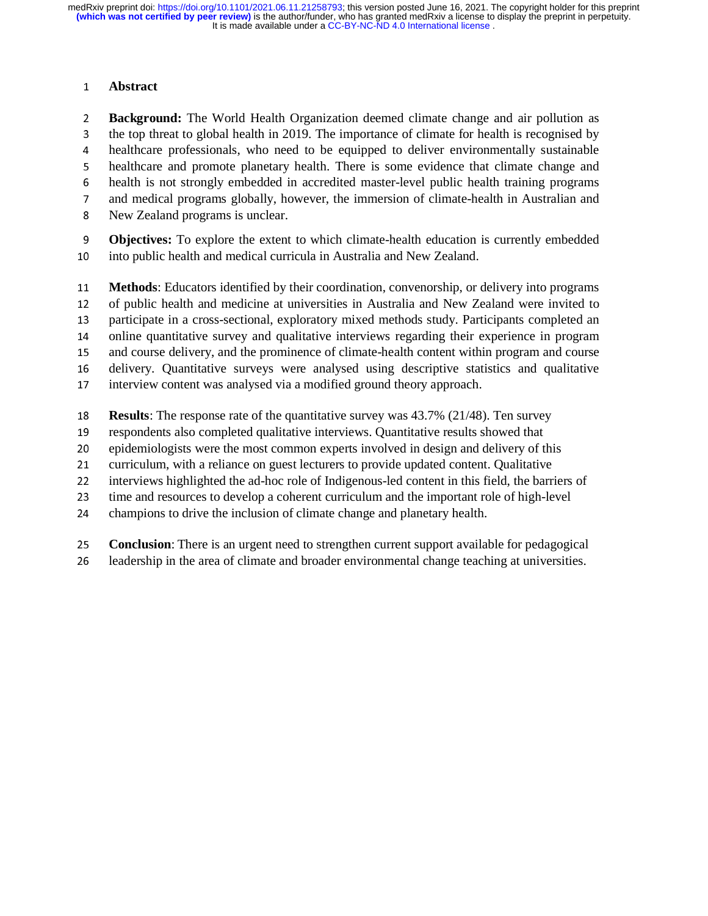## Abstract

**Background:** The World Health Organization deemed climate change and air pollution as the top threat to global health in 2019. The importance of climate for health is recognised by healthcare professionals, who need to be equipped to deliver environmentally sustainable healthcare and promote planetary health. There is some evidence that climate change and health is not strongly embedded in accredited master-level public health training programs and medical programs globally, however, the immersion of climate-health in Australian and New Zealand programs is unclear.

**Objectives:** To explore the extent to which climate-health education is currently embedded into public health and medical curricula in Australia and New Zealand.

**Methods**: Educators identified by their coordination, convenorship, or delivery into programs of public health and medicine at universities in Australia and New Zealand were invited to participate in a cross-sectional, exploratory mixed methods study. Participants completed an online quantitative survey and qualitative interviews regarding their experience in program and course delivery, and the prominence of climate-health content within program and course delivery. Quantitative surveys were analysed using descriptive statistics and qualitative interview content was analysed via a modified ground theory approach.

**Results**: The response rate of the quantitative survey was 43.7% (21/48). Ten survey respondents also completed qualitative interviews. Quantitative results showed that epidemiologists were the most common experts involved in design and delivery of this curriculum, with a reliance on guest lecturers to provide updated content. Qualitative interviews highlighted the ad-hoc role of Indigenous-led content in this field, the barriers of time and resources to develop a coherent curriculum and the important role of high-level champions to drive the inclusion of climate change and planetary health.

**Conclusion**: There is an urgent need to strengthen current support available for pedagogical leadership in the area of climate and broader environmental change teaching at universities.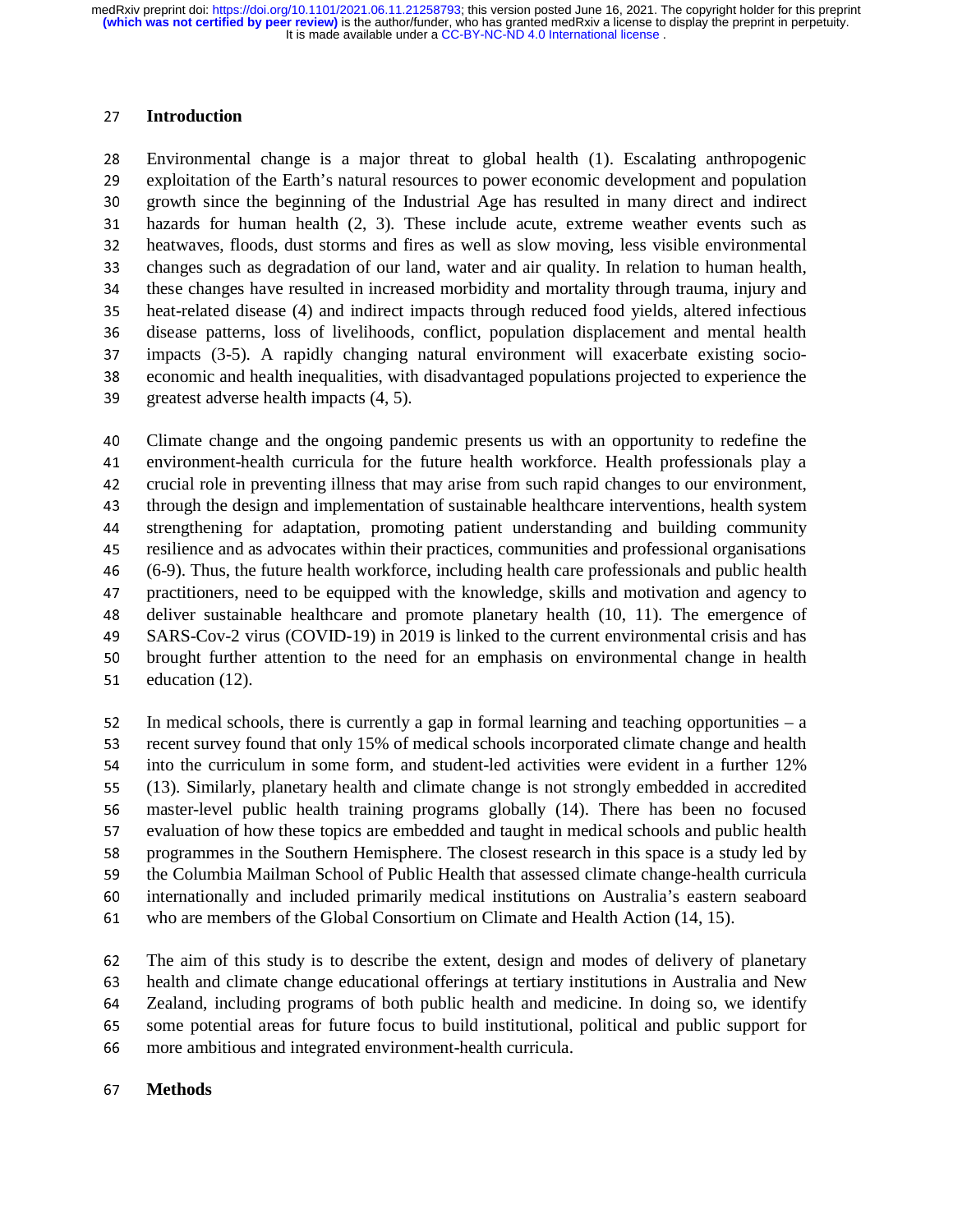## Introduction

Environmental change is a major threat to global health (1). Escalating anthropogenic exploitation of the Earth's natural resources to power economic development and population growth since the beginning of the Industrial Age has resulted in many direct and indirect hazards for human health (2, 3). These include acute, extreme weather events such as heatwaves, floods, dust storms and fires as well as slow moving, less visible environmental changes such as degradation of our land, water and air quality. In relation to human health, these changes have resulted in increased morbidity and mortality through trauma, injury and heat-related disease (4) and indirect impacts through reduced food yields, altered infectious disease patterns, loss of livelihoods, conflict, population displacement and mental health impacts (3-5). A rapidly changing natural environment will exacerbate existing socio-economic and health inequalities, with disadvantaged populations projected to experience the greatest adverse health impacts (4, 5).

Climate change and the ongoing pandemic presents us with an opportunity to redefine the environment-health curricula for the future health workforce. Health professionals play a crucial role in preventing illness that may arise from such rapid changes to our environment, through the design and implementation of sustainable healthcare interventions, health system strengthening for adaptation, promoting patient understanding and building community resilience and as advocates within their practices, communities and professional organisations (6-9). Thus, the future health workforce, including health care professionals and public health practitioners, need to be equipped with the knowledge, skills and motivation and agency to deliver sustainable healthcare and promote planetary health (10, 11). The emergence of SARS-Cov-2 virus (COVID-19) in 2019 is linked to the current environmental crisis and has brought further attention to the need for an emphasis on environmental change in health education (12).

In medical schools, there is currently a gap in formal learning and teaching opportunities – a recent survey found that only 15% of medical schools incorporated climate change and health into the curriculum in some form, and student-led activities were evident in a further 12% (13). Similarly, planetary health and climate change is not strongly embedded in accredited master-level public health training programs globally (14). There has been no focused evaluation of how these topics are embedded and taught in medical schools and public health programmes in the Southern Hemisphere. The closest research in this space is a study led by the Columbia Mailman School of Public Health that assessed climate change-health curricula internationally and included primarily medical institutions on Australia's eastern seaboard who are members of the Global Consortium on Climate and Health Action (14, 15).

The aim of this study is to describe the extent, design and modes of delivery of planetary health and climate change educational offerings at tertiary institutions in Australia and New Zealand, including programs of both public health and medicine. In doing so, we identify some potential areas for future focus to build institutional, political and public support for more ambitious and integrated environment-health curricula.

## Methods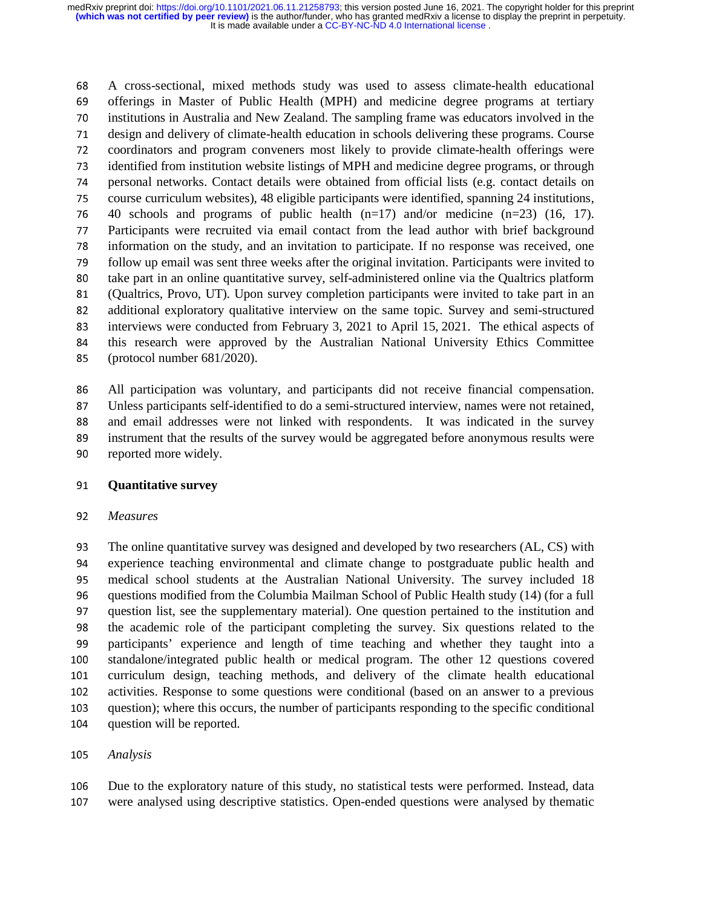A cross-sectional, mixed methods study was used to assess climate-health educational offerings in Master of Public Health (MPH) and medicine degree programs at tertiary institutions in Australia and New Zealand. The sampling frame was educators involved in the design and delivery of climate-health education in schools delivering these programs. Course coordinators and program conveners most likely to provide climate-health offerings were identified from institution website listings of MPH and medicine degree programs, or through personal networks. Contact details were obtained from official lists (e.g. contact details on course curriculum websites), 48 eligible participants were identified, spanning 24 institutions, 40 schools and programs of public health (n=17) and/or medicine (n=23) (16, 17). Participants were recruited via email contact from the lead author with brief background information on the study, and an invitation to participate. If no response was received, one follow up email was sent three weeks after the original invitation. Participants were invited to take part in an online quantitative survey, self-administered online via the Qualtrics platform (Qualtrics, Provo, UT). Upon survey completion participants were invited to take part in an additional exploratory qualitative interview on the same topic. Survey and semi-structured interviews were conducted from February 3, 2021 to April 15, 2021. The ethical aspects of this research were approved by the Australian National University Ethics Committee (protocol number 681/2020).

All participation was voluntary, and participants did not receive financial compensation. Unless participants self-identified to do a semi-structured interview, names were not retained, and email addresses were not linked with respondents. It was indicated in the survey instrument that the results of the survey would be aggregated before anonymous results were reported more widely.

## Quantitative survey

### *Measures*

The online quantitative survey was designed and developed by two researchers (AL, CS) with experience teaching environmental and climate change to postgraduate public health and medical school students at the Australian National University. The survey included 18 questions modified from the Columbia Mailman School of Public Health study (14) (for a full question list, see the supplementary material). One question pertained to the institution and the academic role of the participant completing the survey. Six questions related to the participants' experience and length of time teaching and whether they taught into a standalone/integrated public health or medical program. The other 12 questions covered curriculum design, teaching methods, and delivery of the climate health educational activities. Response to some questions were conditional (based on an answer to a previous question); where this occurs, the number of participants responding to the specific conditional question will be reported.

### *Analysis*

Due to the exploratory nature of this study, no statistical tests were performed. Instead, data were analysed using descriptive statistics. Open-ended questions were analysed by thematic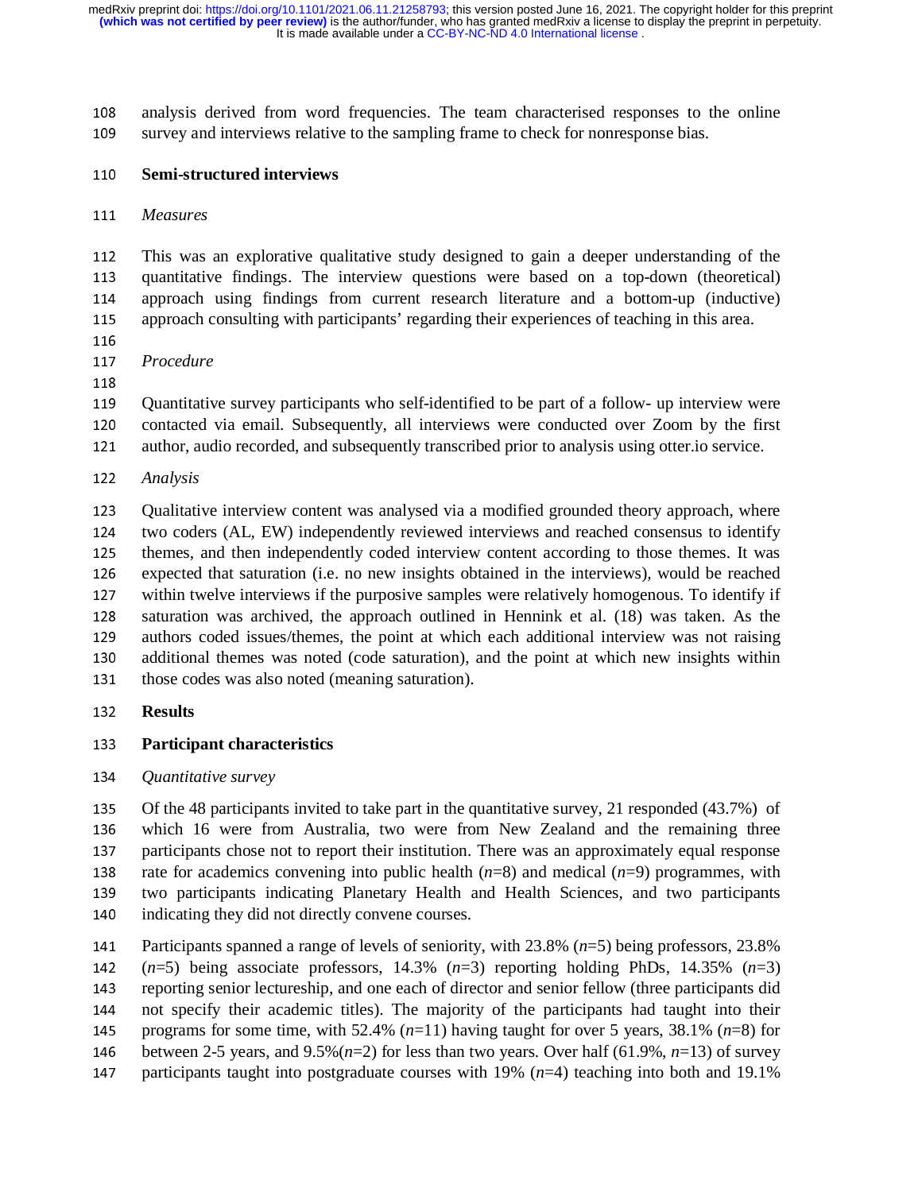analysis derived from word frequencies. The team characterised responses to the online survey and interviews relative to the sampling frame to check for nonresponse bias.

## Semi-structured interviews

*Measures*

This was an explorative qualitative study designed to gain a deeper understanding of the quantitative findings. The interview questions were based on a top-down (theoretical) approach using findings from current research literature and a bottom-up (inductive) approach consulting with participants' regarding their experiences of teaching in this area.

*Procedure*

Quantitative survey participants who self-identified to be part of a follow- up interview were contacted via email. Subsequently, all interviews were conducted over Zoom by the first author, audio recorded, and subsequently transcribed prior to analysis using otter.io service.

*Analysis*

Qualitative interview content was analysed via a modified grounded theory approach, where two coders (AL, EW) independently reviewed interviews and reached consensus to identify themes, and then independently coded interview content according to those themes. It was expected that saturation (i.e. no new insights obtained in the interviews), would be reached within twelve interviews if the purposive samples were relatively homogenous. To identify if saturation was archived, the approach outlined in Hennink et al. (18) was taken. As the authors coded issues/themes, the point at which each additional interview was not raising additional themes was noted (code saturation), and the point at which new insights within those codes was also noted (meaning saturation).

## Results

## Participant characteristics

*Quantitative survey*

Of the 48 participants invited to take part in the quantitative survey, 21 responded (43.7%) of which 16 were from Australia, two were from New Zealand and the remaining three participants chose not to report their institution. There was an approximately equal response rate for academics convening into public health (*n*=8) and medical (*n*=9) programmes, with two participants indicating Planetary Health and Health Sciences, and two participants indicating they did not directly convene courses.

Participants spanned a range of levels of seniority, with 23.8% (*n*=5) being professors, 23.8% (*n*=5) being associate professors, 14.3% (*n*=3) reporting holding PhDs, 14.35% (*n*=3) reporting senior lectureship, and one each of director and senior fellow (three participants did not specify their academic titles). The majority of the participants had taught into their programs for some time, with 52.4% (*n*=11) having taught for over 5 years, 38.1% (*n*=8) for between 2-5 years, and 9.5%(*n*=2) for less than two years. Over half (61.9%, *n*=13) of survey participants taught into postgraduate courses with 19% (*n*=4) teaching into both and 19.1%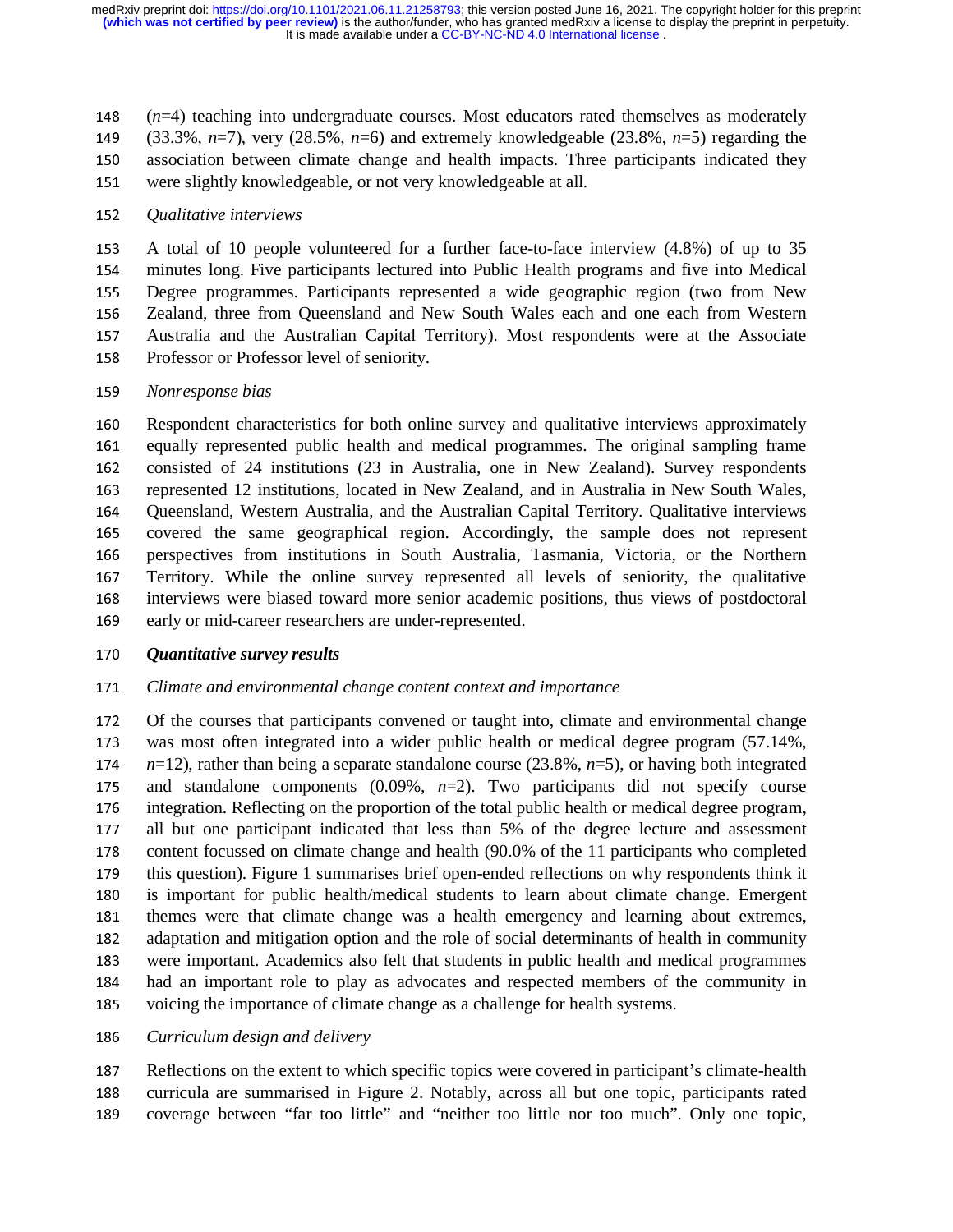(*n*=4) teaching into undergraduate courses. Most educators rated themselves as moderately (33.3%, *n*=7), very (28.5%, *n*=6) and extremely knowledgeable (23.8%, *n*=5) regarding the association between climate change and health impacts. Three participants indicated they were slightly knowledgeable, or not very knowledgeable at all.

*Qualitative interviews*

A total of 10 people volunteered for a further face-to-face interview (4.8%) of up to 35 minutes long. Five participants lectured into Public Health programs and five into Medical Degree programmes. Participants represented a wide geographic region (two from New Zealand, three from Queensland and New South Wales each and one each from Western Australia and the Australian Capital Territory). Most respondents were at the Associate Professor or Professor level of seniority.

*Nonresponse bias*

Respondent characteristics for both online survey and qualitative interviews approximately equally represented public health and medical programmes. The original sampling frame consisted of 24 institutions (23 in Australia, one in New Zealand). Survey respondents represented 12 institutions, located in New Zealand, and in Australia in New South Wales, Queensland, Western Australia, and the Australian Capital Territory. Qualitative interviews covered the same geographical region. Accordingly, the sample does not represent perspectives from institutions in South Australia, Tasmania, Victoria, or the Northern Territory. While the online survey represented all levels of seniority, the qualitative interviews were biased toward more senior academic positions, thus views of postdoctoral early or mid-career researchers are under-represented.

***Quantitative survey results***

*Climate and environmental change content context and importance*

Of the courses that participants convened or taught into, climate and environmental change was most often integrated into a wider public health or medical degree program (57.14%, *n*=12), rather than being a separate standalone course (23.8%, *n*=5), or having both integrated and standalone components (0.09%, *n*=2). Two participants did not specify course integration. Reflecting on the proportion of the total public health or medical degree program, all but one participant indicated that less than 5% of the degree lecture and assessment content focussed on climate change and health (90.0% of the 11 participants who completed this question). Figure 1 summarises brief open-ended reflections on why respondents think it is important for public health/medical students to learn about climate change. Emergent themes were that climate change was a health emergency and learning about extremes, adaptation and mitigation option and the role of social determinants of health in community were important. Academics also felt that students in public health and medical programmes had an important role to play as advocates and respected members of the community in voicing the importance of climate change as a challenge for health systems.

*Curriculum design and delivery*

Reflections on the extent to which specific topics were covered in participant's climate-health curricula are summarised in Figure 2. Notably, across all but one topic, participants rated coverage between "far too little" and "neither too little nor too much". Only one topic,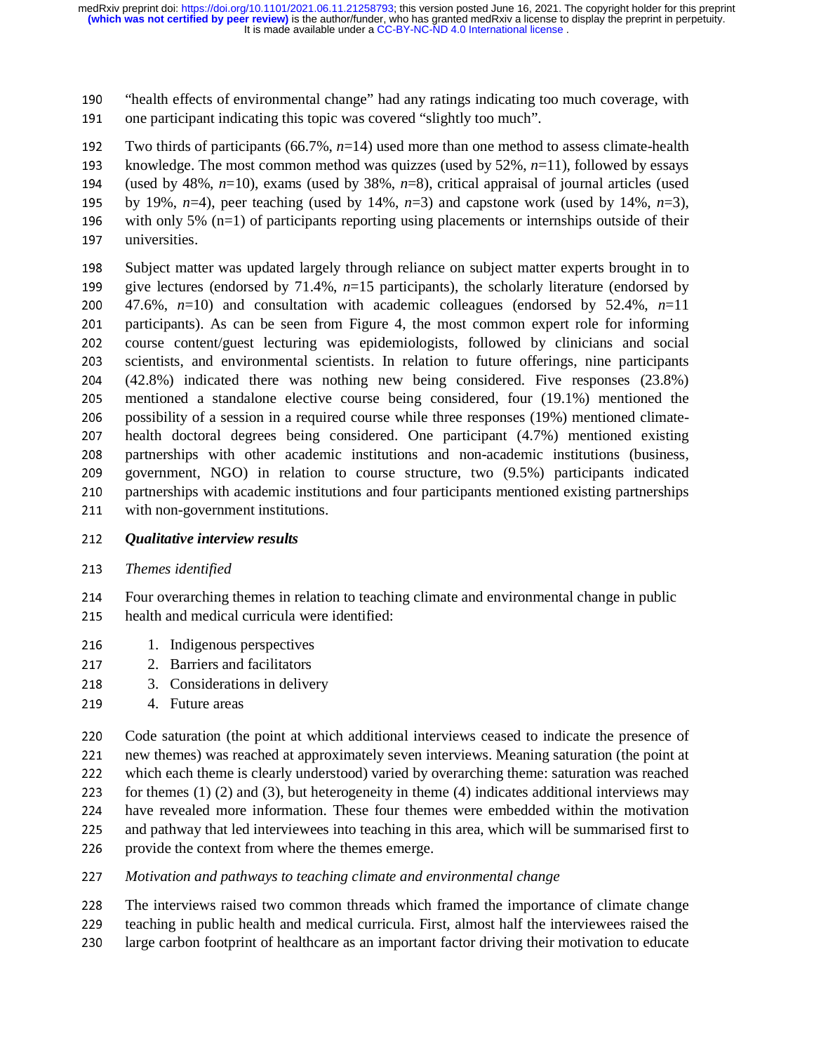"health effects of environmental change" had any ratings indicating too much coverage, with one participant indicating this topic was covered "slightly too much".

Two thirds of participants (66.7%, *n*=14) used more than one method to assess climate-health knowledge. The most common method was quizzes (used by 52%, *n*=11), followed by essays (used by 48%, *n*=10), exams (used by 38%, *n*=8), critical appraisal of journal articles (used by 19%, *n*=4), peer teaching (used by 14%, *n*=3) and capstone work (used by 14%, *n*=3), with only 5% (n=1) of participants reporting using placements or internships outside of their universities.

Subject matter was updated largely through reliance on subject matter experts brought in to give lectures (endorsed by 71.4%, *n*=15 participants), the scholarly literature (endorsed by 47.6%, *n*=10) and consultation with academic colleagues (endorsed by 52.4%, *n*=11 participants). As can be seen from Figure 4, the most common expert role for informing course content/guest lecturing was epidemiologists, followed by clinicians and social scientists, and environmental scientists. In relation to future offerings, nine participants (42.8%) indicated there was nothing new being considered. Five responses (23.8%) mentioned a standalone elective course being considered, four (19.1%) mentioned the possibility of a session in a required course while three responses (19%) mentioned climate-health doctoral degrees being considered. One participant (4.7%) mentioned existing partnerships with other academic institutions and non-academic institutions (business, government, NGO) in relation to course structure, two (9.5%) participants indicated partnerships with academic institutions and four participants mentioned existing partnerships with non-government institutions.

### *Qualitative interview results*

#### *Themes identified*

Four overarching themes in relation to teaching climate and environmental change in public health and medical curricula were identified:

1. Indigenous perspectives
2. Barriers and facilitators
3. Considerations in delivery
4. Future areas

Code saturation (the point at which additional interviews ceased to indicate the presence of new themes) was reached at approximately seven interviews. Meaning saturation (the point at which each theme is clearly understood) varied by overarching theme: saturation was reached for themes (1) (2) and (3), but heterogeneity in theme (4) indicates additional interviews may have revealed more information. These four themes were embedded within the motivation and pathway that led interviewees into teaching in this area, which will be summarised first to provide the context from where the themes emerge.

#### *Motivation and pathways to teaching climate and environmental change*

The interviews raised two common threads which framed the importance of climate change teaching in public health and medical curricula. First, almost half the interviewees raised the large carbon footprint of healthcare as an important factor driving their motivation to educate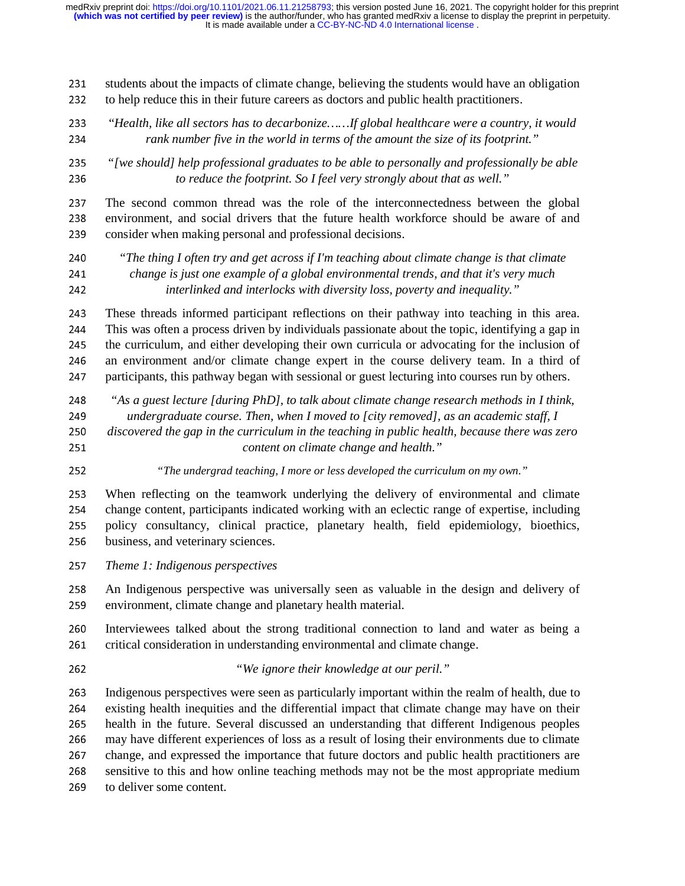students about the impacts of climate change, believing the students would have an obligation to help reduce this in their future careers as doctors and public health practitioners.

> *"Health, like all sectors has to decarbonize……If global healthcare were a country, it would rank number five in the world in terms of the amount the size of its footprint."*

> *"[we should] help professional graduates to be able to personally and professionally be able to reduce the footprint. So I feel very strongly about that as well."*

The second common thread was the role of the interconnectedness between the global environment, and social drivers that the future health workforce should be aware of and consider when making personal and professional decisions.

> *"The thing I often try and get across if I'm teaching about climate change is that climate change is just one example of a global environmental trends, and that it's very much interlinked and interlocks with diversity loss, poverty and inequality."*

These threads informed participant reflections on their pathway into teaching in this area. This was often a process driven by individuals passionate about the topic, identifying a gap in the curriculum, and either developing their own curricula or advocating for the inclusion of an environment and/or climate change expert in the course delivery team. In a third of participants, this pathway began with sessional or guest lecturing into courses run by others.

> *"As a guest lecture [during PhD], to talk about climate change research methods in I think, undergraduate course. Then, when I moved to [city removed], as an academic staff, I discovered the gap in the curriculum in the teaching in public health, because there was zero content on climate change and health."*

> *"The undergrad teaching, I more or less developed the curriculum on my own."*

When reflecting on the teamwork underlying the delivery of environmental and climate change content, participants indicated working with an eclectic range of expertise, including policy consultancy, clinical practice, planetary health, field epidemiology, bioethics, business, and veterinary sciences.

*Theme 1: Indigenous perspectives*

An Indigenous perspective was universally seen as valuable in the design and delivery of environment, climate change and planetary health material.

Interviewees talked about the strong traditional connection to land and water as being a critical consideration in understanding environmental and climate change.

> *"We ignore their knowledge at our peril."*

Indigenous perspectives were seen as particularly important within the realm of health, due to existing health inequities and the differential impact that climate change may have on their health in the future. Several discussed an understanding that different Indigenous peoples may have different experiences of loss as a result of losing their environments due to climate change, and expressed the importance that future doctors and public health practitioners are sensitive to this and how online teaching methods may not be the most appropriate medium to deliver some content.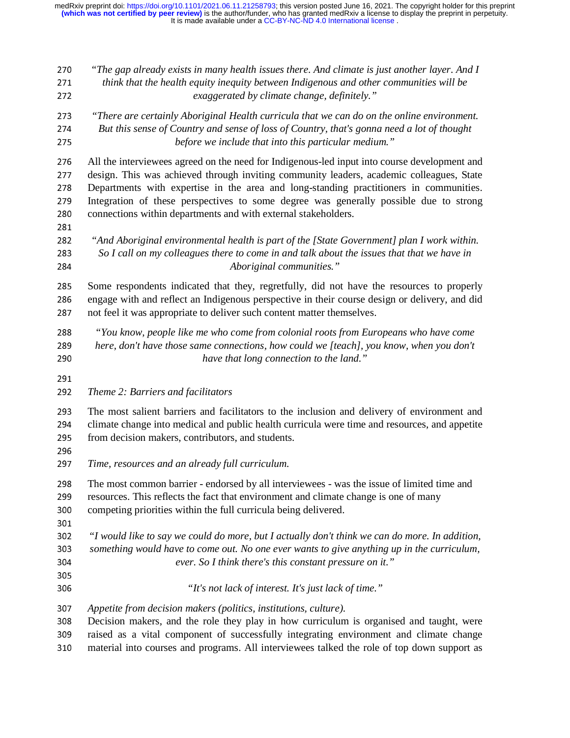*"The gap already exists in many health issues there. And climate is just another layer. And I think that the health equity inequity between Indigenous and other communities will be exaggerated by climate change, definitely."*

*"There are certainly Aboriginal Health curricula that we can do on the online environment. But this sense of Country and sense of loss of Country, that's gonna need a lot of thought before we include that into this particular medium."*

All the interviewees agreed on the need for Indigenous-led input into course development and design. This was achieved through inviting community leaders, academic colleagues, State Departments with expertise in the area and long-standing practitioners in communities. Integration of these perspectives to some degree was generally possible due to strong connections within departments and with external stakeholders.

*"And Aboriginal environmental health is part of the [State Government] plan I work within. So I call on my colleagues there to come in and talk about the issues that that we have in Aboriginal communities."*

Some respondents indicated that they, regretfully, did not have the resources to properly engage with and reflect an Indigenous perspective in their course design or delivery, and did not feel it was appropriate to deliver such content matter themselves.

*"You know, people like me who come from colonial roots from Europeans who have come here, don't have those same connections, how could we [teach], you know, when you don't have that long connection to the land."*

*Theme 2: Barriers and facilitators*

The most salient barriers and facilitators to the inclusion and delivery of environment and climate change into medical and public health curricula were time and resources, and appetite from decision makers, contributors, and students.

*Time, resources and an already full curriculum.*

The most common barrier - endorsed by all interviewees - was the issue of limited time and resources. This reflects the fact that environment and climate change is one of many competing priorities within the full curricula being delivered.

*"I would like to say we could do more, but I actually don't think we can do more. In addition, something would have to come out. No one ever wants to give anything up in the curriculum, ever. So I think there's this constant pressure on it."*

*"It's not lack of interest. It's just lack of time."*

*Appetite from decision makers (politics, institutions, culture).*

Decision makers, and the role they play in how curriculum is organised and taught, were raised as a vital component of successfully integrating environment and climate change material into courses and programs. All interviewees talked the role of top down support as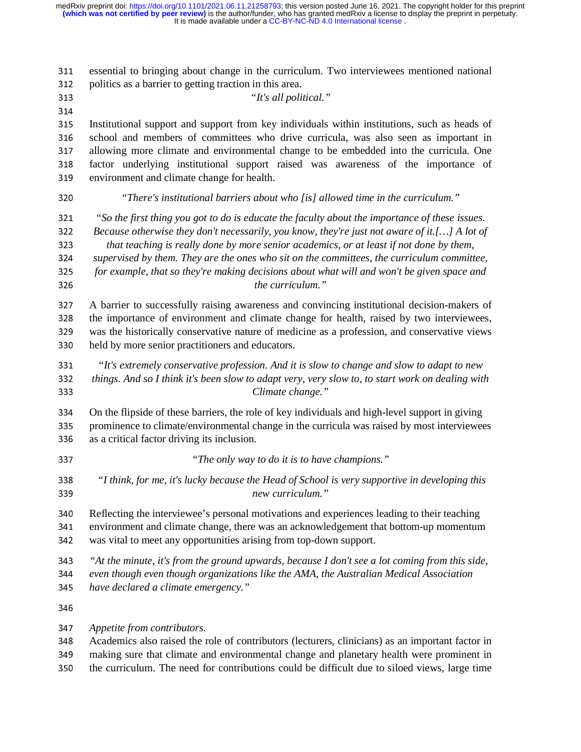essential to bringing about change in the curriculum. Two interviewees mentioned national politics as a barrier to getting traction in this area.

*"It's all political."*

Institutional support and support from key individuals within institutions, such as heads of school and members of committees who drive curricula, was also seen as important in allowing more climate and environmental change to be embedded into the curricula. One factor underlying institutional support raised was awareness of the importance of environment and climate change for health.

*"There's institutional barriers about who [is] allowed time in the curriculum."*

*"So the first thing you got to do is educate the faculty about the importance of these issues. Because otherwise they don't necessarily, you know, they're just not aware of it.[…] A lot of that teaching is really done by more senior academics, or at least if not done by them, supervised by them. They are the ones who sit on the committees, the curriculum committee, for example, that so they're making decisions about what will and won't be given space and the curriculum."*

A barrier to successfully raising awareness and convincing institutional decision-makers of the importance of environment and climate change for health, raised by two interviewees, was the historically conservative nature of medicine as a profession, and conservative views held by more senior practitioners and educators.

*"It's extremely conservative profession. And it is slow to change and slow to adapt to new things. And so I think it's been slow to adapt very, very slow to, to start work on dealing with Climate change."*

On the flipside of these barriers, the role of key individuals and high-level support in giving prominence to climate/environmental change in the curricula was raised by most interviewees as a critical factor driving its inclusion.

*"The only way to do it is to have champions."*

*"I think, for me, it's lucky because the Head of School is very supportive in developing this new curriculum."*

Reflecting the interviewee's personal motivations and experiences leading to their teaching environment and climate change, there was an acknowledgement that bottom-up momentum was vital to meet any opportunities arising from top-down support.

*"At the minute, it's from the ground upwards, because I don't see a lot coming from this side, even though even though organizations like the AMA, the Australian Medical Association have declared a climate emergency."*

*Appetite from contributors.*

Academics also raised the role of contributors (lecturers, clinicians) as an important factor in making sure that climate and environmental change and planetary health were prominent in the curriculum. The need for contributions could be difficult due to siloed views, large time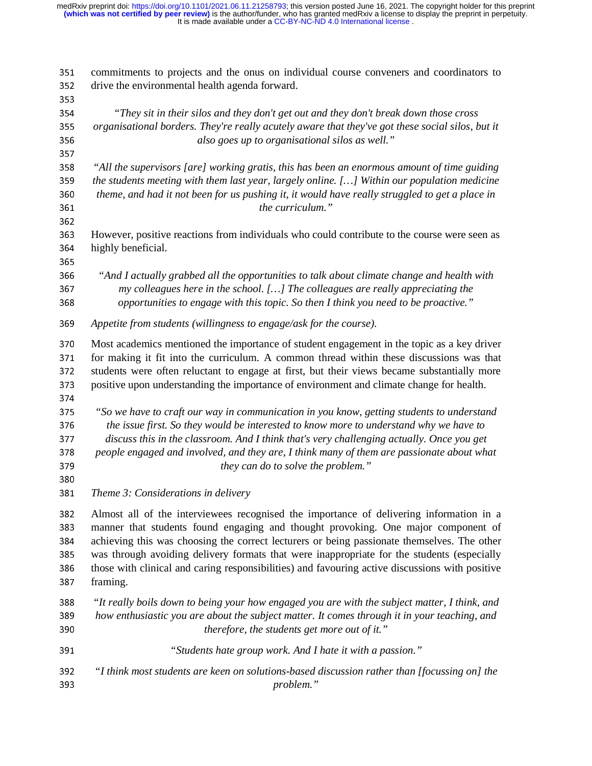commitments to projects and the onus on individual course conveners and coordinators to drive the environmental health agenda forward.

> *"They sit in their silos and they don't get out and they don't break down those cross organisational borders. They're really acutely aware that they've got these social silos, but it also goes up to organisational silos as well."*

> *"All the supervisors [are] working gratis, this has been an enormous amount of time guiding the students meeting with them last year, largely online. […] Within our population medicine theme, and had it not been for us pushing it, it would have really struggled to get a place in the curriculum."*

However, positive reactions from individuals who could contribute to the course were seen as highly beneficial.

> *"And I actually grabbed all the opportunities to talk about climate change and health with my colleagues here in the school. […] The colleagues are really appreciating the opportunities to engage with this topic. So then I think you need to be proactive."*

*Appetite from students (willingness to engage/ask for the course).*

Most academics mentioned the importance of student engagement in the topic as a key driver for making it fit into the curriculum. A common thread within these discussions was that students were often reluctant to engage at first, but their views became substantially more positive upon understanding the importance of environment and climate change for health.

> *"So we have to craft our way in communication in you know, getting students to understand the issue first. So they would be interested to know more to understand why we have to discuss this in the classroom. And I think that's very challenging actually. Once you get people engaged and involved, and they are, I think many of them are passionate about what they can do to solve the problem."*

*Theme 3: Considerations in delivery*

Almost all of the interviewees recognised the importance of delivering information in a manner that students found engaging and thought provoking. One major component of achieving this was choosing the correct lecturers or being passionate themselves. The other was through avoiding delivery formats that were inappropriate for the students (especially those with clinical and caring responsibilities) and favouring active discussions with positive framing.

> *"It really boils down to being your how engaged you are with the subject matter, I think, and how enthusiastic you are about the subject matter. It comes through it in your teaching, and therefore, the students get more out of it."*

> *"Students hate group work. And I hate it with a passion."*

> *"I think most students are keen on solutions-based discussion rather than [focussing on] the problem."*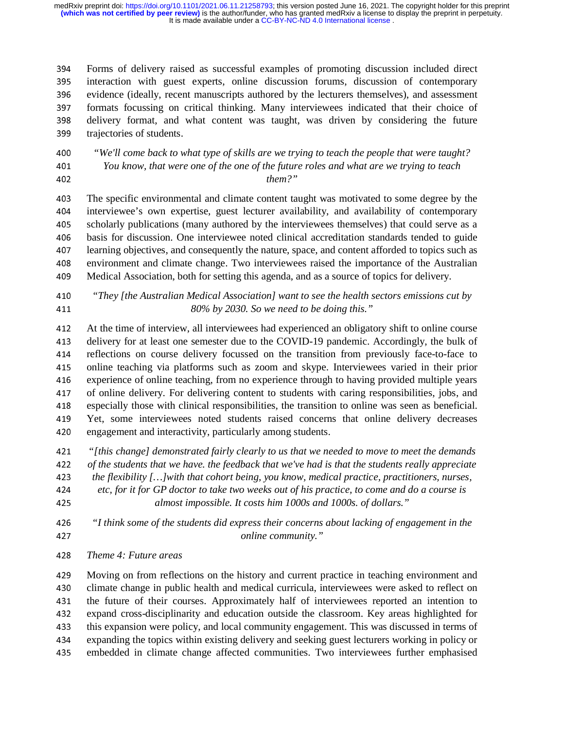Forms of delivery raised as successful examples of promoting discussion included direct interaction with guest experts, online discussion forums, discussion of contemporary evidence (ideally, recent manuscripts authored by the lecturers themselves), and assessment formats focussing on critical thinking. Many interviewees indicated that their choice of delivery format, and what content was taught, was driven by considering the future trajectories of students.

> *"We'll come back to what type of skills are we trying to teach the people that were taught? You know, that were one of the one of the future roles and what are we trying to teach them?"*

The specific environmental and climate content taught was motivated to some degree by the interviewee's own expertise, guest lecturer availability, and availability of contemporary scholarly publications (many authored by the interviewees themselves) that could serve as a basis for discussion. One interviewee noted clinical accreditation standards tended to guide learning objectives, and consequently the nature, space, and content afforded to topics such as environment and climate change. Two interviewees raised the importance of the Australian Medical Association, both for setting this agenda, and as a source of topics for delivery.

> *"They [the Australian Medical Association] want to see the health sectors emissions cut by 80% by 2030. So we need to be doing this."*

At the time of interview, all interviewees had experienced an obligatory shift to online course delivery for at least one semester due to the COVID-19 pandemic. Accordingly, the bulk of reflections on course delivery focussed on the transition from previously face-to-face to online teaching via platforms such as zoom and skype. Interviewees varied in their prior experience of online teaching, from no experience through to having provided multiple years of online delivery. For delivering content to students with caring responsibilities, jobs, and especially those with clinical responsibilities, the transition to online was seen as beneficial. Yet, some interviewees noted students raised concerns that online delivery decreases engagement and interactivity, particularly among students.

> *"[this change] demonstrated fairly clearly to us that we needed to move to meet the demands of the students that we have. the feedback that we've had is that the students really appreciate the flexibility […]with that cohort being, you know, medical practice, practitioners, nurses, etc, for it for GP doctor to take two weeks out of his practice, to come and do a course is almost impossible. It costs him 1000s and 1000s. of dollars."*

> *"I think some of the students did express their concerns about lacking of engagement in the online community."*

*Theme 4: Future areas*

Moving on from reflections on the history and current practice in teaching environment and climate change in public health and medical curricula, interviewees were asked to reflect on the future of their courses. Approximately half of interviewees reported an intention to expand cross-disciplinarity and education outside the classroom. Key areas highlighted for this expansion were policy, and local community engagement. This was discussed in terms of expanding the topics within existing delivery and seeking guest lecturers working in policy or embedded in climate change affected communities. Two interviewees further emphasised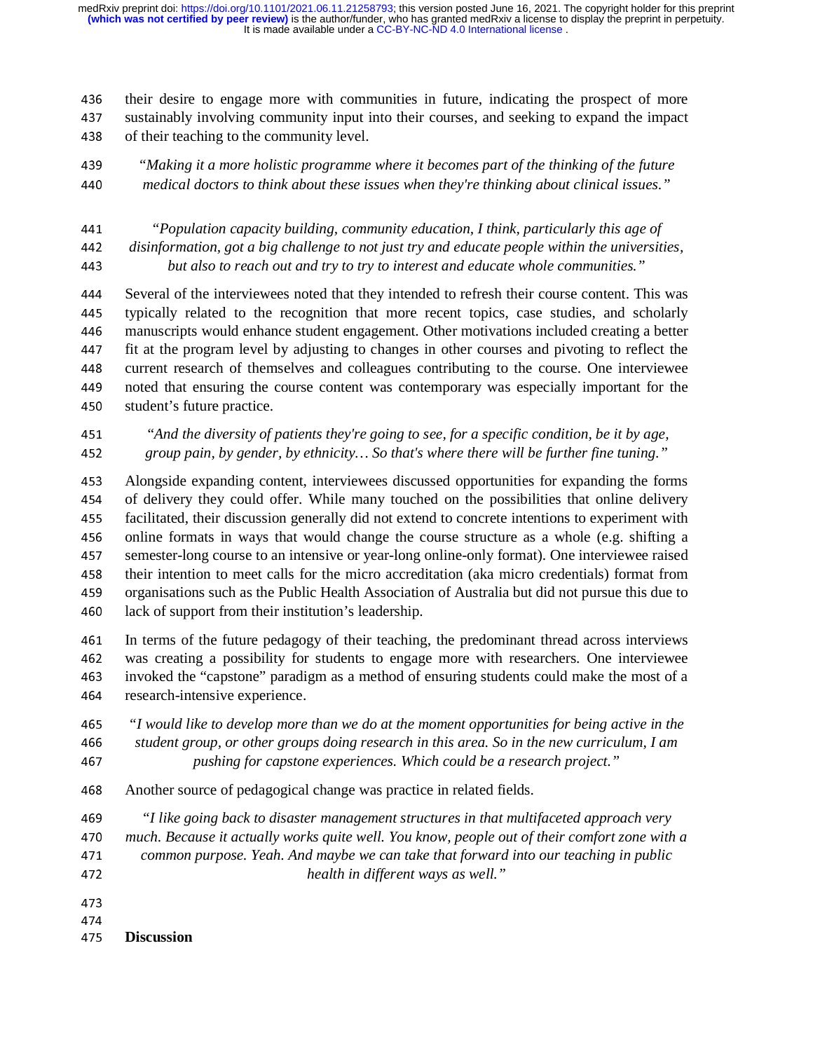their desire to engage more with communities in future, indicating the prospect of more sustainably involving community input into their courses, and seeking to expand the impact of their teaching to the community level.

> *"Making it a more holistic programme where it becomes part of the thinking of the future medical doctors to think about these issues when they're thinking about clinical issues."*

> *"Population capacity building, community education, I think, particularly this age of disinformation, got a big challenge to not just try and educate people within the universities, but also to reach out and try to try to interest and educate whole communities."*

Several of the interviewees noted that they intended to refresh their course content. This was typically related to the recognition that more recent topics, case studies, and scholarly manuscripts would enhance student engagement. Other motivations included creating a better fit at the program level by adjusting to changes in other courses and pivoting to reflect the current research of themselves and colleagues contributing to the course. One interviewee noted that ensuring the course content was contemporary was especially important for the student's future practice.

> *"And the diversity of patients they're going to see, for a specific condition, be it by age, group pain, by gender, by ethnicity… So that's where there will be further fine tuning."*

Alongside expanding content, interviewees discussed opportunities for expanding the forms of delivery they could offer. While many touched on the possibilities that online delivery facilitated, their discussion generally did not extend to concrete intentions to experiment with online formats in ways that would change the course structure as a whole (e.g. shifting a semester-long course to an intensive or year-long online-only format). One interviewee raised their intention to meet calls for the micro accreditation (aka micro credentials) format from organisations such as the Public Health Association of Australia but did not pursue this due to lack of support from their institution's leadership.

In terms of the future pedagogy of their teaching, the predominant thread across interviews was creating a possibility for students to engage more with researchers. One interviewee invoked the "capstone" paradigm as a method of ensuring students could make the most of a research-intensive experience.

> *"I would like to develop more than we do at the moment opportunities for being active in the student group, or other groups doing research in this area. So in the new curriculum, I am pushing for capstone experiences. Which could be a research project."*

Another source of pedagogical change was practice in related fields.

> *"I like going back to disaster management structures in that multifaceted approach very much. Because it actually works quite well. You know, people out of their comfort zone with a common purpose. Yeah. And maybe we can take that forward into our teaching in public health in different ways as well."*

## Discussion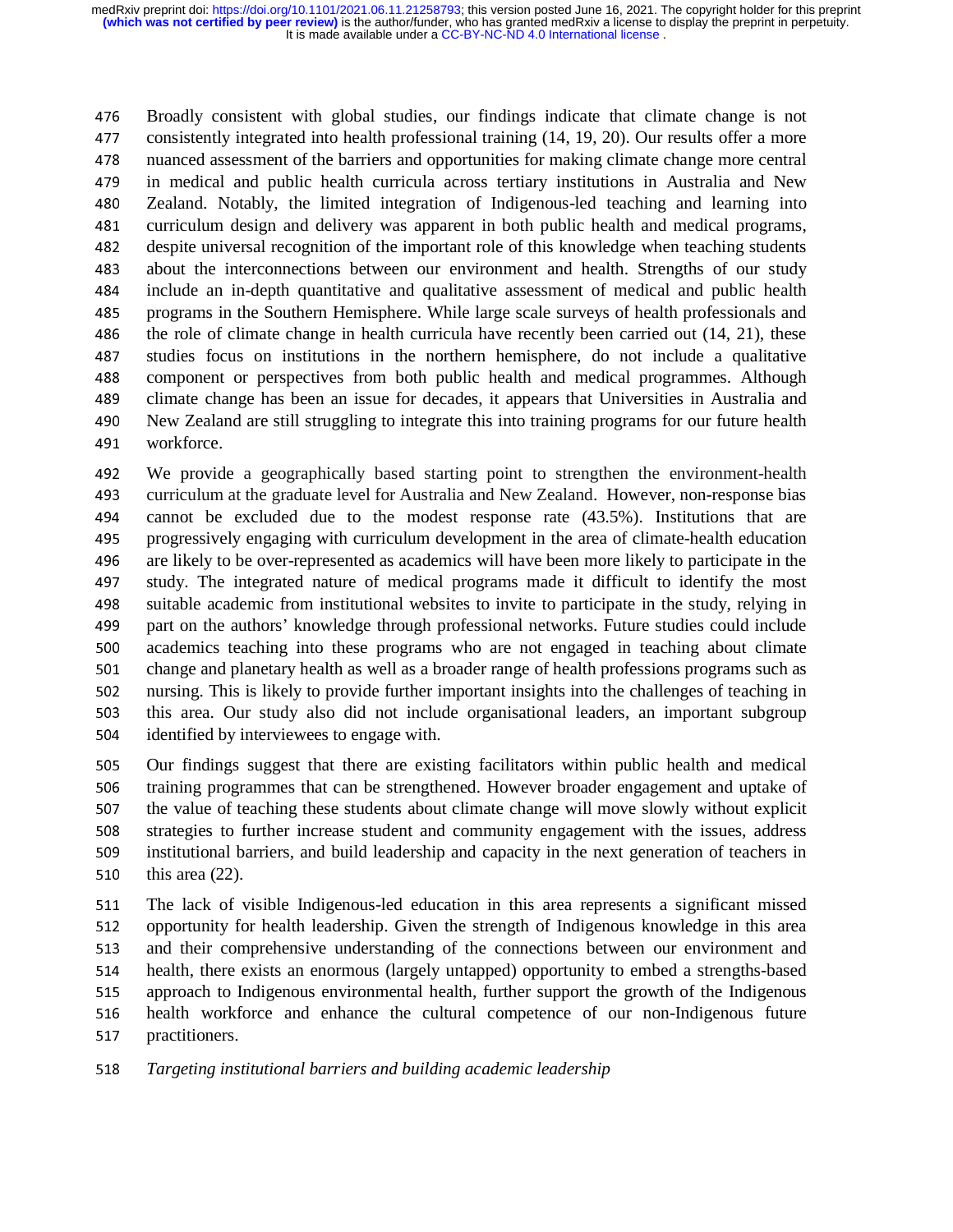Broadly consistent with global studies, our findings indicate that climate change is not consistently integrated into health professional training (14, 19, 20). Our results offer a more nuanced assessment of the barriers and opportunities for making climate change more central in medical and public health curricula across tertiary institutions in Australia and New Zealand. Notably, the limited integration of Indigenous-led teaching and learning into curriculum design and delivery was apparent in both public health and medical programs, despite universal recognition of the important role of this knowledge when teaching students about the interconnections between our environment and health. Strengths of our study include an in-depth quantitative and qualitative assessment of medical and public health programs in the Southern Hemisphere. While large scale surveys of health professionals and the role of climate change in health curricula have recently been carried out (14, 21), these studies focus on institutions in the northern hemisphere, do not include a qualitative component or perspectives from both public health and medical programmes. Although climate change has been an issue for decades, it appears that Universities in Australia and New Zealand are still struggling to integrate this into training programs for our future health workforce.

We provide a geographically based starting point to strengthen the environment-health curriculum at the graduate level for Australia and New Zealand. However, non-response bias cannot be excluded due to the modest response rate (43.5%). Institutions that are progressively engaging with curriculum development in the area of climate-health education are likely to be over-represented as academics will have been more likely to participate in the study. The integrated nature of medical programs made it difficult to identify the most suitable academic from institutional websites to invite to participate in the study, relying in part on the authors' knowledge through professional networks. Future studies could include academics teaching into these programs who are not engaged in teaching about climate change and planetary health as well as a broader range of health professions programs such as nursing. This is likely to provide further important insights into the challenges of teaching in this area. Our study also did not include organisational leaders, an important subgroup identified by interviewees to engage with.

Our findings suggest that there are existing facilitators within public health and medical training programmes that can be strengthened. However broader engagement and uptake of the value of teaching these students about climate change will move slowly without explicit strategies to further increase student and community engagement with the issues, address institutional barriers, and build leadership and capacity in the next generation of teachers in this area (22).

The lack of visible Indigenous-led education in this area represents a significant missed opportunity for health leadership. Given the strength of Indigenous knowledge in this area and their comprehensive understanding of the connections between our environment and health, there exists an enormous (largely untapped) opportunity to embed a strengths-based approach to Indigenous environmental health, further support the growth of the Indigenous health workforce and enhance the cultural competence of our non-Indigenous future practitioners.

*Targeting institutional barriers and building academic leadership*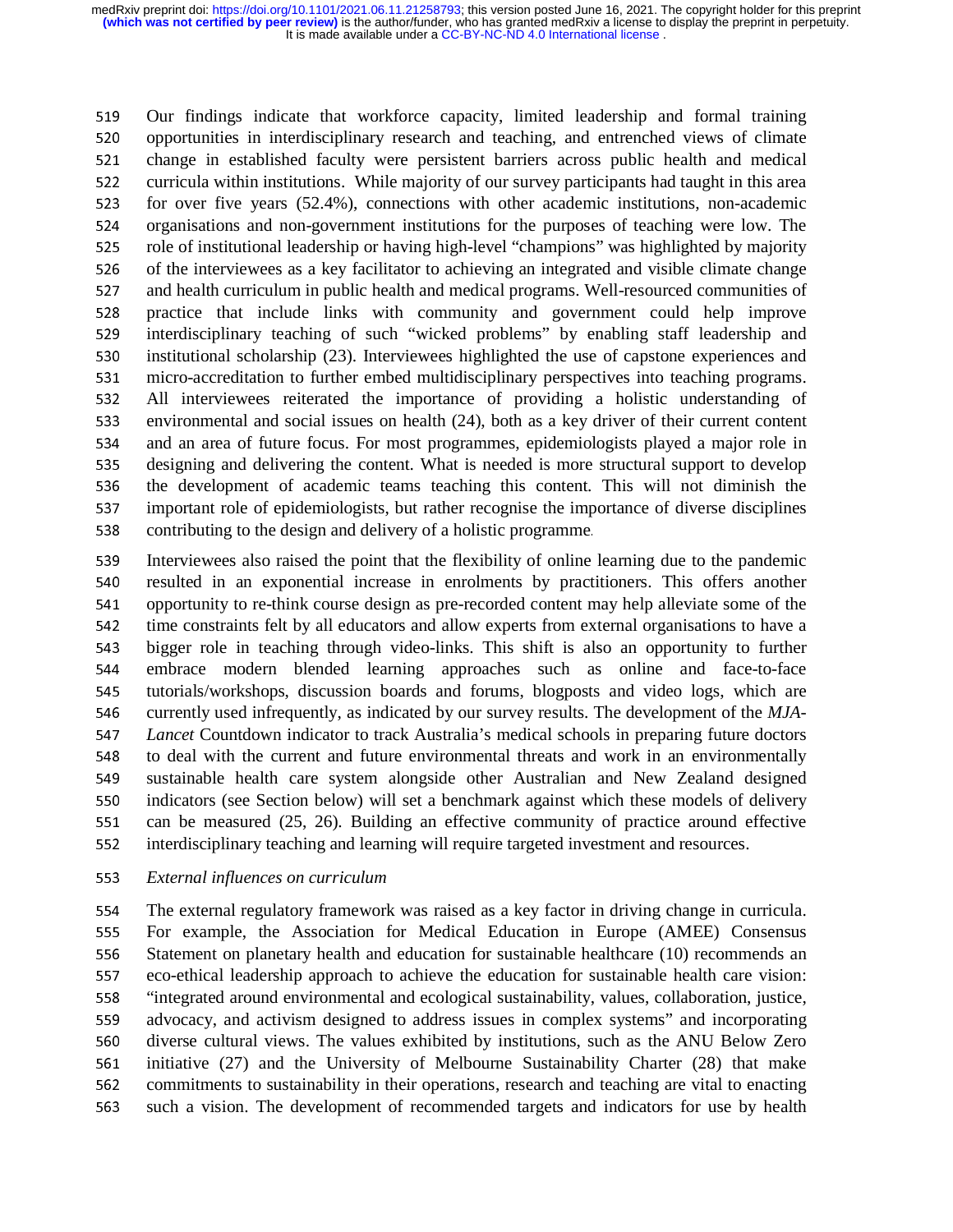Our findings indicate that workforce capacity, limited leadership and formal training opportunities in interdisciplinary research and teaching, and entrenched views of climate change in established faculty were persistent barriers across public health and medical curricula within institutions. While majority of our survey participants had taught in this area for over five years (52.4%), connections with other academic institutions, non-academic organisations and non-government institutions for the purposes of teaching were low. The role of institutional leadership or having high-level "champions" was highlighted by majority of the interviewees as a key facilitator to achieving an integrated and visible climate change and health curriculum in public health and medical programs. Well-resourced communities of practice that include links with community and government could help improve interdisciplinary teaching of such "wicked problems" by enabling staff leadership and institutional scholarship (23). Interviewees highlighted the use of capstone experiences and micro-accreditation to further embed multidisciplinary perspectives into teaching programs. All interviewees reiterated the importance of providing a holistic understanding of environmental and social issues on health (24), both as a key driver of their current content and an area of future focus. For most programmes, epidemiologists played a major role in designing and delivering the content. What is needed is more structural support to develop the development of academic teams teaching this content. This will not diminish the important role of epidemiologists, but rather recognise the importance of diverse disciplines contributing to the design and delivery of a holistic programme.

Interviewees also raised the point that the flexibility of online learning due to the pandemic resulted in an exponential increase in enrolments by practitioners. This offers another opportunity to re-think course design as pre-recorded content may help alleviate some of the time constraints felt by all educators and allow experts from external organisations to have a bigger role in teaching through video-links. This shift is also an opportunity to further embrace modern blended learning approaches such as online and face-to-face tutorials/workshops, discussion boards and forums, blogposts and video logs, which are currently used infrequently, as indicated by our survey results. The development of the *MJA-Lancet* Countdown indicator to track Australia's medical schools in preparing future doctors to deal with the current and future environmental threats and work in an environmentally sustainable health care system alongside other Australian and New Zealand designed indicators (see Section below) will set a benchmark against which these models of delivery can be measured (25, 26). Building an effective community of practice around effective interdisciplinary teaching and learning will require targeted investment and resources.

*External influences on curriculum*

The external regulatory framework was raised as a key factor in driving change in curricula. For example, the Association for Medical Education in Europe (AMEE) Consensus Statement on planetary health and education for sustainable healthcare (10) recommends an eco-ethical leadership approach to achieve the education for sustainable health care vision: "integrated around environmental and ecological sustainability, values, collaboration, justice, advocacy, and activism designed to address issues in complex systems" and incorporating diverse cultural views. The values exhibited by institutions, such as the ANU Below Zero initiative (27) and the University of Melbourne Sustainability Charter (28) that make commitments to sustainability in their operations, research and teaching are vital to enacting such a vision. The development of recommended targets and indicators for use by health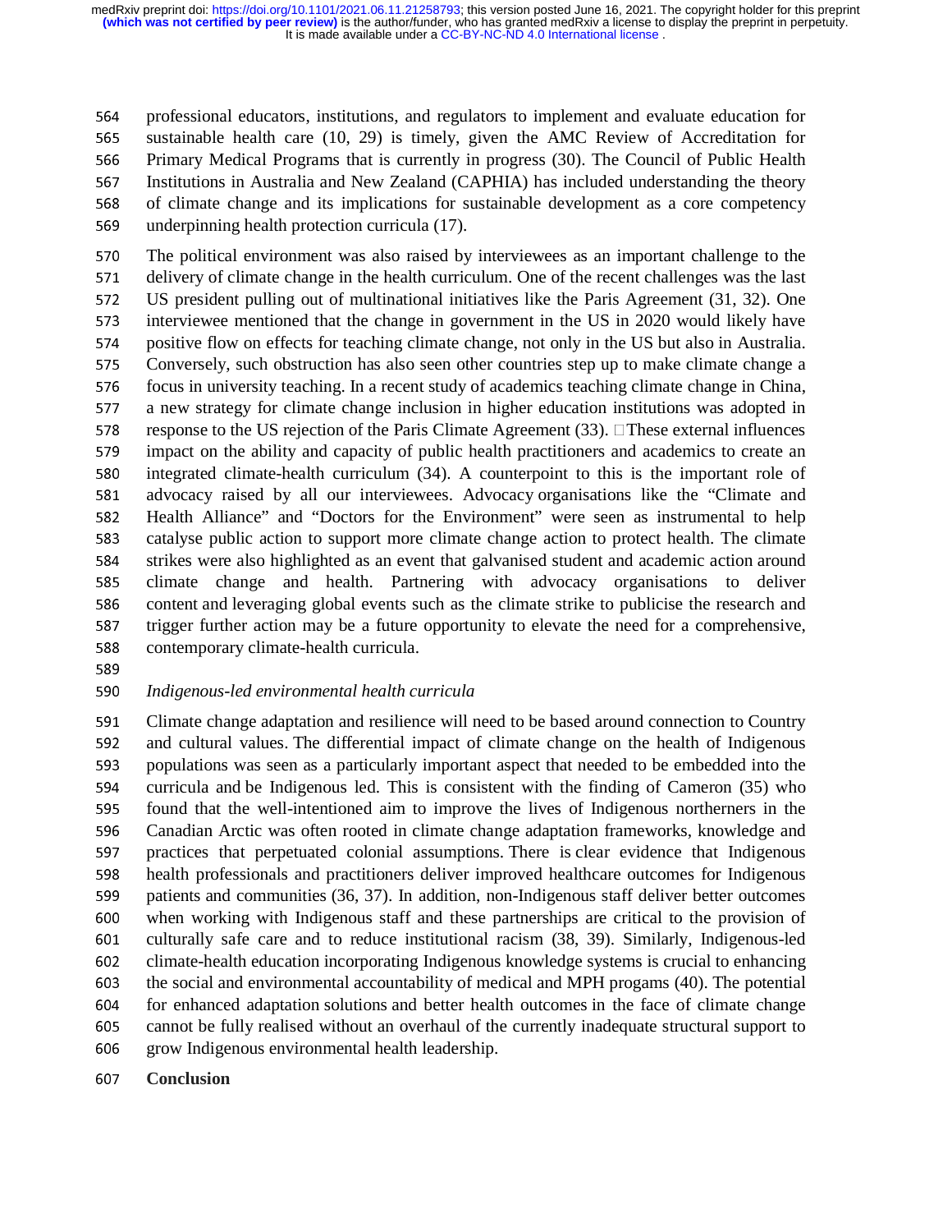professional educators, institutions, and regulators to implement and evaluate education for sustainable health care (10, 29) is timely, given the AMC Review of Accreditation for Primary Medical Programs that is currently in progress (30). The Council of Public Health Institutions in Australia and New Zealand (CAPHIA) has included understanding the theory of climate change and its implications for sustainable development as a core competency underpinning health protection curricula (17).

The political environment was also raised by interviewees as an important challenge to the delivery of climate change in the health curriculum. One of the recent challenges was the last US president pulling out of multinational initiatives like the Paris Agreement (31, 32). One interviewee mentioned that the change in government in the US in 2020 would likely have positive flow on effects for teaching climate change, not only in the US but also in Australia. Conversely, such obstruction has also seen other countries step up to make climate change a focus in university teaching. In a recent study of academics teaching climate change in China, a new strategy for climate change inclusion in higher education institutions was adopted in response to the US rejection of the Paris Climate Agreement (33). These external influences impact on the ability and capacity of public health practitioners and academics to create an integrated climate-health curriculum (34). A counterpoint to this is the important role of advocacy raised by all our interviewees. Advocacy organisations like the "Climate and Health Alliance" and "Doctors for the Environment" were seen as instrumental to help catalyse public action to support more climate change action to protect health. The climate strikes were also highlighted as an event that galvanised student and academic action around climate change and health. Partnering with advocacy organisations to deliver content and leveraging global events such as the climate strike to publicise the research and trigger further action may be a future opportunity to elevate the need for a comprehensive, contemporary climate-health curricula.

*Indigenous-led environmental health curricula*

Climate change adaptation and resilience will need to be based around connection to Country and cultural values. The differential impact of climate change on the health of Indigenous populations was seen as a particularly important aspect that needed to be embedded into the curricula and be Indigenous led. This is consistent with the finding of Cameron (35) who found that the well-intentioned aim to improve the lives of Indigenous northerners in the Canadian Arctic was often rooted in climate change adaptation frameworks, knowledge and practices that perpetuated colonial assumptions. There is clear evidence that Indigenous health professionals and practitioners deliver improved healthcare outcomes for Indigenous patients and communities (36, 37). In addition, non-Indigenous staff deliver better outcomes when working with Indigenous staff and these partnerships are critical to the provision of culturally safe care and to reduce institutional racism (38, 39). Similarly, Indigenous-led climate-health education incorporating Indigenous knowledge systems is crucial to enhancing the social and environmental accountability of medical and MPH progams (40). The potential for enhanced adaptation solutions and better health outcomes in the face of climate change cannot be fully realised without an overhaul of the currently inadequate structural support to grow Indigenous environmental health leadership.

## Conclusion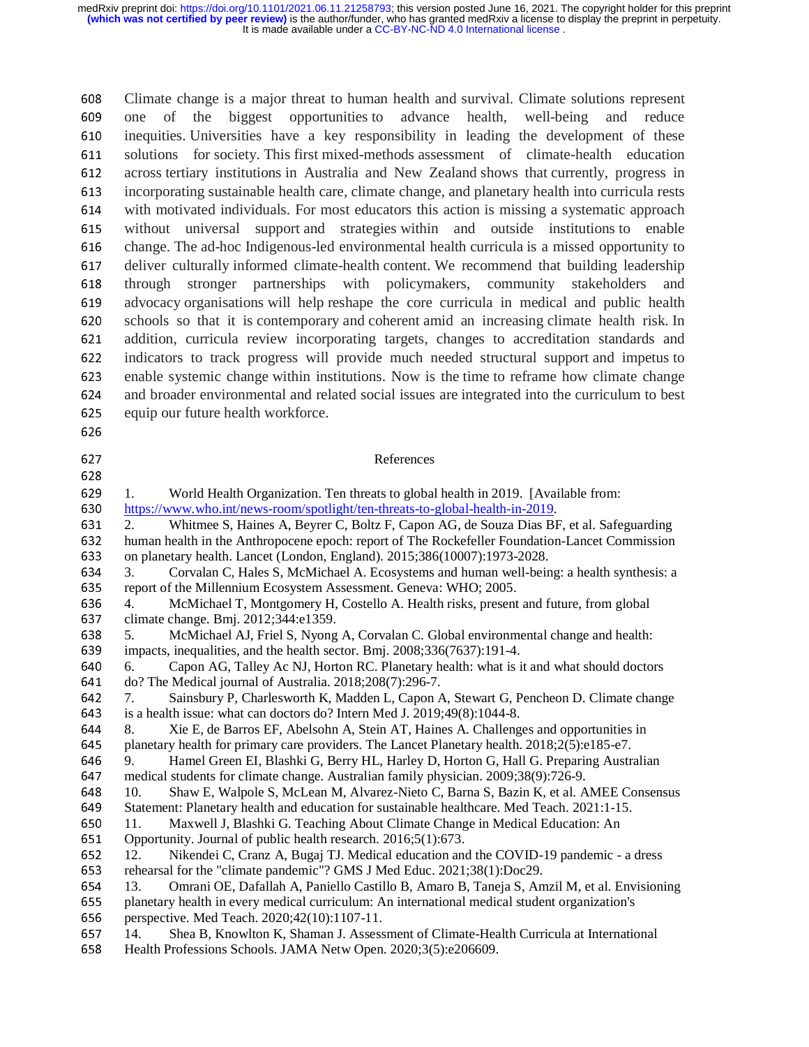Climate change is a major threat to human health and survival. Climate solutions represent one of the biggest opportunities to advance health, well-being and reduce inequities. Universities have a key responsibility in leading the development of these solutions for society. This first mixed-methods assessment of climate-health education across tertiary institutions in Australia and New Zealand shows that currently, progress in incorporating sustainable health care, climate change, and planetary health into curricula rests with motivated individuals. For most educators this action is missing a systematic approach without universal support and strategies within and outside institutions to enable change. The ad-hoc Indigenous-led environmental health curricula is a missed opportunity to deliver culturally informed climate-health content. We recommend that building leadership through stronger partnerships with policymakers, community stakeholders and advocacy organisations will help reshape the core curricula in medical and public health schools so that it is contemporary and coherent amid an increasing climate health risk. In addition, curricula review incorporating targets, changes to accreditation standards and indicators to track progress will provide much needed structural support and impetus to enable systemic change within institutions. Now is the time to reframe how climate change and broader environmental and related social issues are integrated into the curriculum to best equip our future health workforce.

## References

1. World Health Organization. Ten threats to global health in 2019. [Available from: https://www.who.int/news-room/spotlight/ten-threats-to-global-health-in-2019.
2. Whitmee S, Haines A, Beyrer C, Boltz F, Capon AG, de Souza Dias BF, et al. Safeguarding human health in the Anthropocene epoch: report of The Rockefeller Foundation-Lancet Commission on planetary health. Lancet (London, England). 2015;386(10007):1973-2028.
3. Corvalan C, Hales S, McMichael A. Ecosystems and human well-being: a health synthesis: a report of the Millennium Ecosystem Assessment. Geneva: WHO; 2005.
4. McMichael T, Montgomery H, Costello A. Health risks, present and future, from global climate change. Bmj. 2012;344:e1359.
5. McMichael AJ, Friel S, Nyong A, Corvalan C. Global environmental change and health: impacts, inequalities, and the health sector. Bmj. 2008;336(7637):191-4.
6. Capon AG, Talley Ac NJ, Horton RC. Planetary health: what is it and what should doctors do? The Medical journal of Australia. 2018;208(7):296-7.
7. Sainsbury P, Charlesworth K, Madden L, Capon A, Stewart G, Pencheon D. Climate change is a health issue: what can doctors do? Intern Med J. 2019;49(8):1044-8.
8. Xie E, de Barros EF, Abelsohn A, Stein AT, Haines A. Challenges and opportunities in planetary health for primary care providers. The Lancet Planetary health. 2018;2(5):e185-e7.
9. Hamel Green EI, Blashki G, Berry HL, Harley D, Horton G, Hall G. Preparing Australian medical students for climate change. Australian family physician. 2009;38(9):726-9.
10. Shaw E, Walpole S, McLean M, Alvarez-Nieto C, Barna S, Bazin K, et al. AMEE Consensus Statement: Planetary health and education for sustainable healthcare. Med Teach. 2021:1-15.
11. Maxwell J, Blashki G. Teaching About Climate Change in Medical Education: An Opportunity. Journal of public health research. 2016;5(1):673.
12. Nikendei C, Cranz A, Bugaj TJ. Medical education and the COVID-19 pandemic - a dress rehearsal for the "climate pandemic"? GMS J Med Educ. 2021;38(1):Doc29.
13. Omrani OE, Dafallah A, Paniello Castillo B, Amaro B, Taneja S, Amzil M, et al. Envisioning planetary health in every medical curriculum: An international medical student organization's perspective. Med Teach. 2020;42(10):1107-11.
14. Shea B, Knowlton K, Shaman J. Assessment of Climate-Health Curricula at International Health Professions Schools. JAMA Netw Open. 2020;3(5):e206609.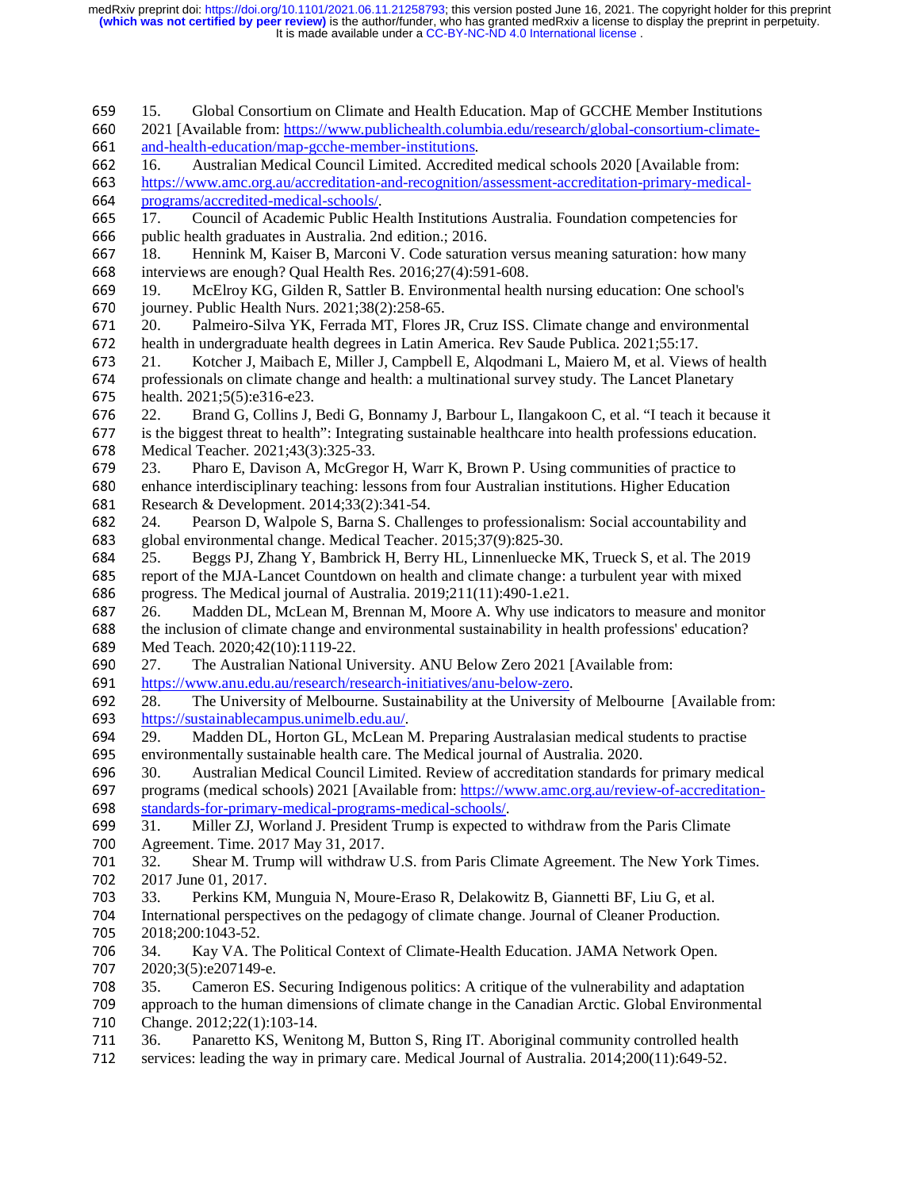15. Global Consortium on Climate and Health Education. Map of GCCHE Member Institutions 2021 [Available from: https://www.publichealth.columbia.edu/research/global-consortium-climate-and-health-education/map-gcche-member-institutions.

16. Australian Medical Council Limited. Accredited medical schools 2020 [Available from: https://www.amc.org.au/accreditation-and-recognition/assessment-accreditation-primary-medical-programs/accredited-medical-schools/.

17. Council of Academic Public Health Institutions Australia. Foundation competencies for public health graduates in Australia. 2nd edition.; 2016.

18. Hennink M, Kaiser B, Marconi V. Code saturation versus meaning saturation: how many interviews are enough? Qual Health Res. 2016;27(4):591-608.

19. McElroy KG, Gilden R, Sattler B. Environmental health nursing education: One school's journey. Public Health Nurs. 2021;38(2):258-65.

20. Palmeiro-Silva YK, Ferrada MT, Flores JR, Cruz ISS. Climate change and environmental health in undergraduate health degrees in Latin America. Rev Saude Publica. 2021;55:17.

21. Kotcher J, Maibach E, Miller J, Campbell E, Alqodmani L, Maiero M, et al. Views of health professionals on climate change and health: a multinational survey study. The Lancet Planetary health. 2021;5(5):e316-e23.

22. Brand G, Collins J, Bedi G, Bonnamy J, Barbour L, Ilangakoon C, et al. "I teach it because it is the biggest threat to health": Integrating sustainable healthcare into health professions education. Medical Teacher. 2021;43(3):325-33.

23. Pharo E, Davison A, McGregor H, Warr K, Brown P. Using communities of practice to enhance interdisciplinary teaching: lessons from four Australian institutions. Higher Education Research & Development. 2014;33(2):341-54.

24. Pearson D, Walpole S, Barna S. Challenges to professionalism: Social accountability and global environmental change. Medical Teacher. 2015;37(9):825-30.

25. Beggs PJ, Zhang Y, Bambrick H, Berry HL, Linnenluecke MK, Trueck S, et al. The 2019 report of the MJA-Lancet Countdown on health and climate change: a turbulent year with mixed progress. The Medical journal of Australia. 2019;211(11):490-1.e21.

26. Madden DL, McLean M, Brennan M, Moore A. Why use indicators to measure and monitor the inclusion of climate change and environmental sustainability in health professions' education? Med Teach. 2020;42(10):1119-22.

27. The Australian National University. ANU Below Zero 2021 [Available from: https://www.anu.edu.au/research/research-initiatives/anu-below-zero.

28. The University of Melbourne. Sustainability at the University of Melbourne [Available from: https://sustainablecampus.unimelb.edu.au/.

29. Madden DL, Horton GL, McLean M. Preparing Australasian medical students to practise environmentally sustainable health care. The Medical journal of Australia. 2020.

30. Australian Medical Council Limited. Review of accreditation standards for primary medical programs (medical schools) 2021 [Available from: https://www.amc.org.au/review-of-accreditation-standards-for-primary-medical-programs-medical-schools/.

31. Miller ZJ, Worland J. President Trump is expected to withdraw from the Paris Climate Agreement. Time. 2017 May 31, 2017.

32. Shear M. Trump will withdraw U.S. from Paris Climate Agreement. The New York Times. 2017 June 01, 2017.

33. Perkins KM, Munguia N, Moure-Eraso R, Delakowitz B, Giannetti BF, Liu G, et al. International perspectives on the pedagogy of climate change. Journal of Cleaner Production. 2018;200:1043-52.

34. Kay VA. The Political Context of Climate-Health Education. JAMA Network Open. 2020;3(5):e207149-e.

35. Cameron ES. Securing Indigenous politics: A critique of the vulnerability and adaptation approach to the human dimensions of climate change in the Canadian Arctic. Global Environmental Change. 2012;22(1):103-14.

36. Panaretto KS, Wenitong M, Button S, Ring IT. Aboriginal community controlled health services: leading the way in primary care. Medical Journal of Australia. 2014;200(11):649-52.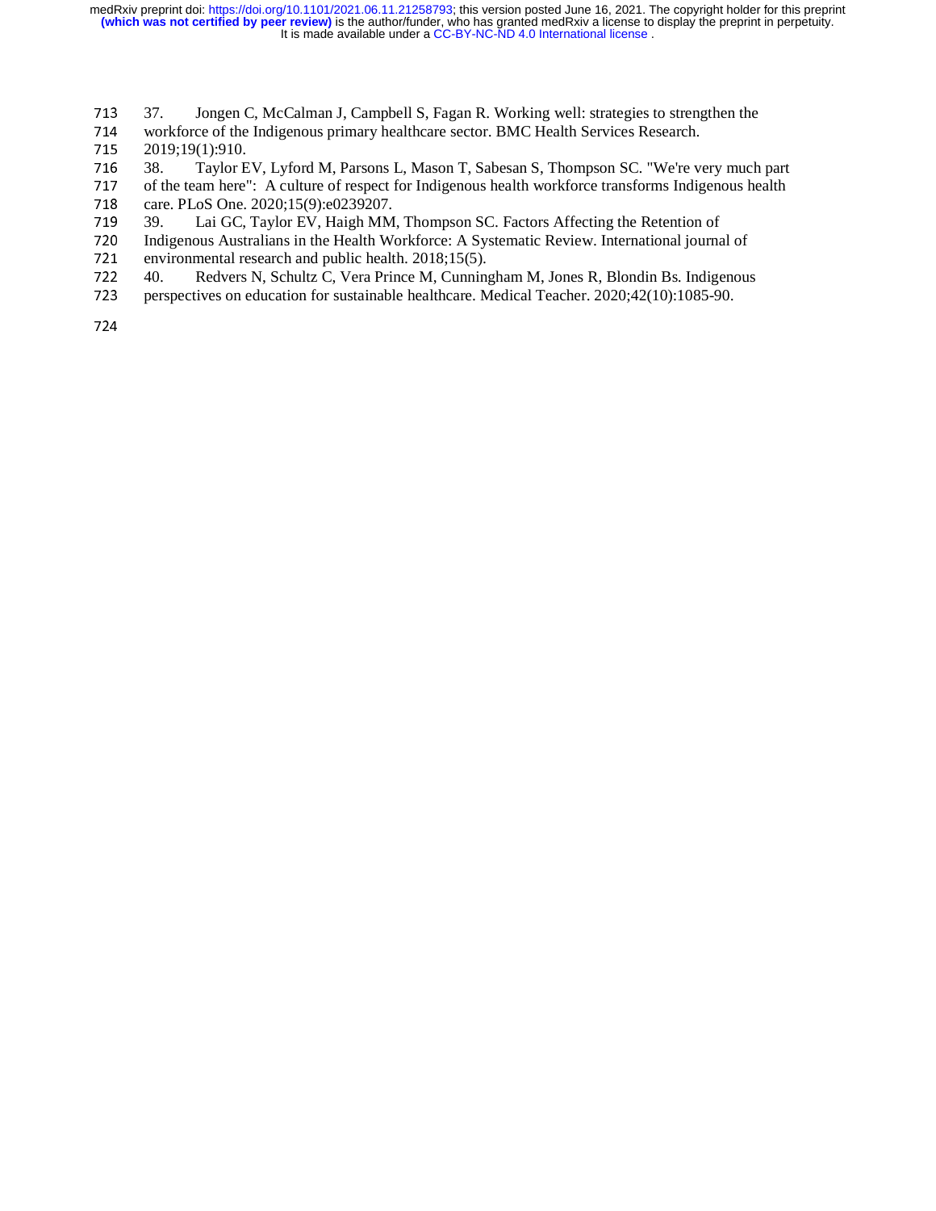37. Jongen C, McCalman J, Campbell S, Fagan R. Working well: strategies to strengthen the workforce of the Indigenous primary healthcare sector. BMC Health Services Research. 2019;19(1):910.

38. Taylor EV, Lyford M, Parsons L, Mason T, Sabesan S, Thompson SC. "We're very much part of the team here": A culture of respect for Indigenous health workforce transforms Indigenous health care. PLoS One. 2020;15(9):e0239207.

39. Lai GC, Taylor EV, Haigh MM, Thompson SC. Factors Affecting the Retention of Indigenous Australians in the Health Workforce: A Systematic Review. International journal of environmental research and public health. 2018;15(5).

40. Redvers N, Schultz C, Vera Prince M, Cunningham M, Jones R, Blondin Bs. Indigenous perspectives on education for sustainable healthcare. Medical Teacher. 2020;42(10):1085-90.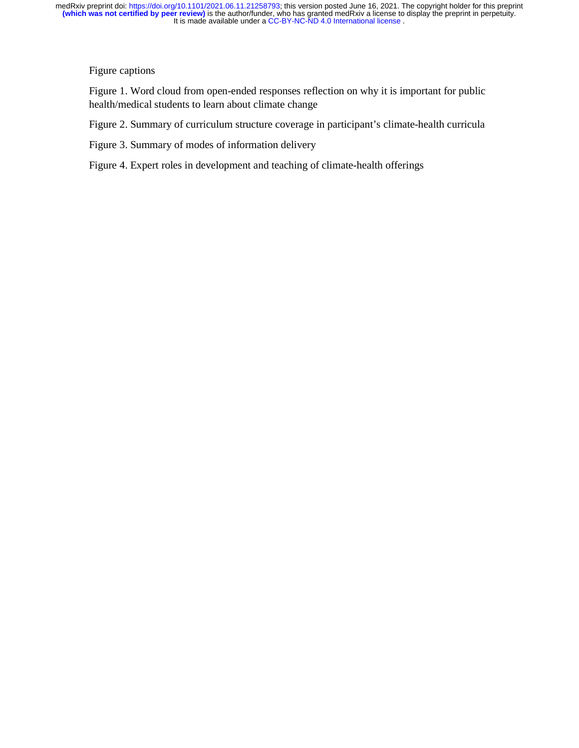Figure captions

Figure 1. Word cloud from open-ended responses reflection on why it is important for public health/medical students to learn about climate change

Figure 2. Summary of curriculum structure coverage in participant's climate-health curricula

Figure 3. Summary of modes of information delivery

Figure 4. Expert roles in development and teaching of climate-health offerings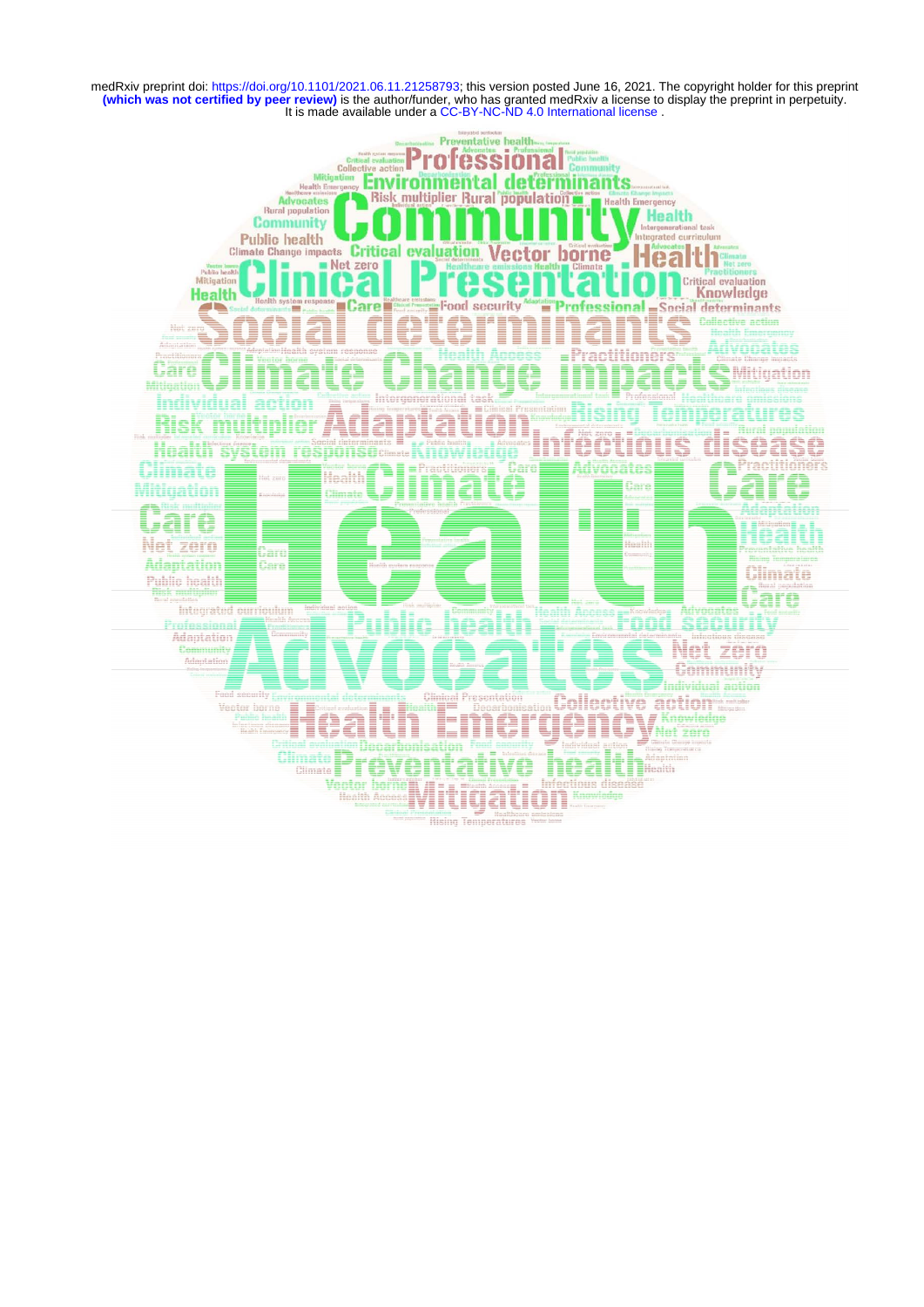Preventative health

Professional

Environmental determinants

Risk multiplier Rural population

Community

Health

Public health

Climate Change impacts

Critical evaluation

Vector borne

Net zero

Clinical Presentation

Knowledge

Care

Food security

Professional

Social determinants

Climate Change impacts

Adaptation

Rising Temperatures

Infectious disease

Individual action

Risk multiplier

Health system response

Knowledge

Climate

Care

Health

Public health

Food security

Advocates

Net zero

Community

Collective action

Health Emergency

Preventative health

Mitigation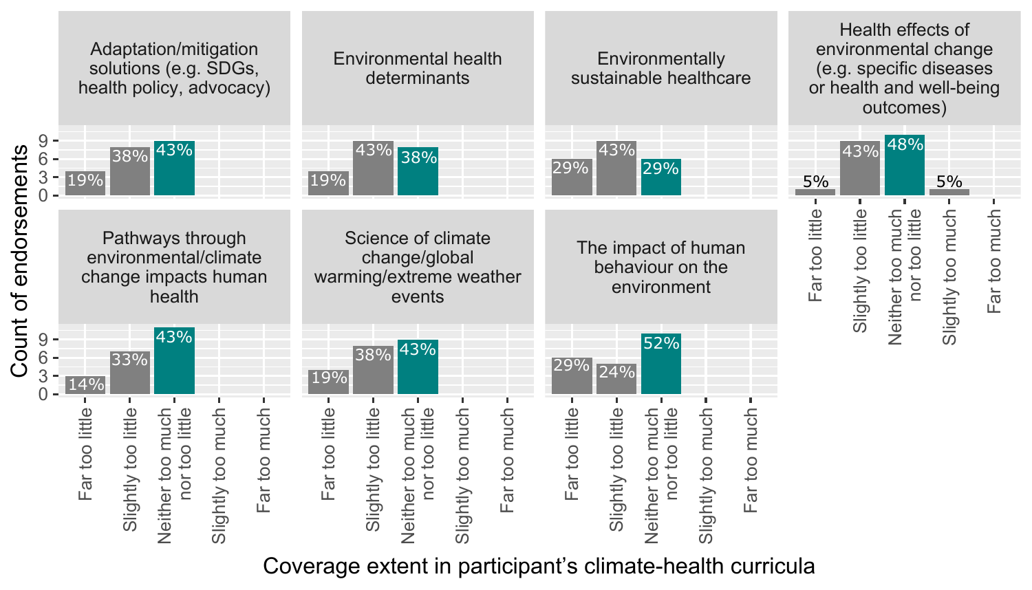Adaptation/mitigation solutions (e.g. SDGs, health policy, advocacy)

19%
38%
43%

Environmental health determinants

19%
43%
38%

Environmentally sustainable healthcare

29%
43%
29%

Health effects of environmental change (e.g. specific diseases or health and well-being outcomes)

5%
43%
48%
5%

Pathways through environmental/climate change impacts human health

14%
33%
43%

Science of climate change/global warming/extreme weather events

19%
38%
43%

The impact of human behaviour on the environment

29%
24%
52%

Count of endorsements

0
3
6
9

Far too little
Slightly too little
Neither too much nor too little
Slightly too much
Far too much

Coverage extent in participant's climate-health curricula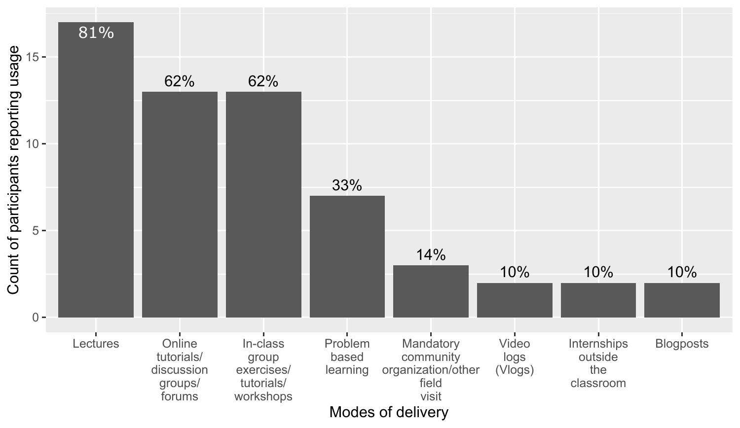Count of participants reporting usage

0
5
10
15

81%
62%
62%
33%
14%
10%
10%
10%

Lectures
Online tutorials/ discussion groups/ forums
In-class group exercises/ tutorials/ workshops
Problem based learning
Mandatory community organization/other field visit
Video logs (Vlogs)
Internships outside the classroom
Blogposts

Modes of delivery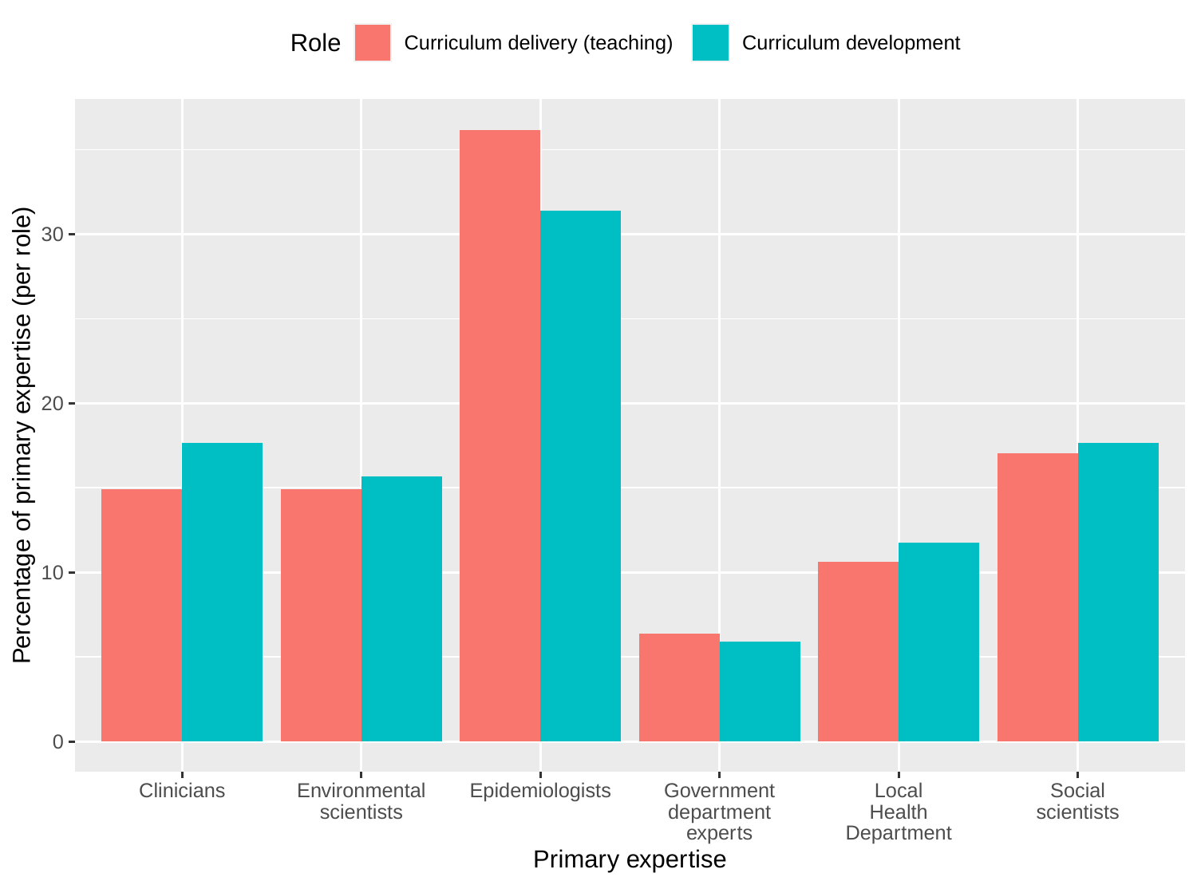Role Curriculum delivery (teaching) Curriculum development

Percentage of primary expertise (per role)

0
10
20
30

Clinicians
Environmental scientists
Epidemiologists
Government department experts
Local Health Department
Social scientists

Primary expertise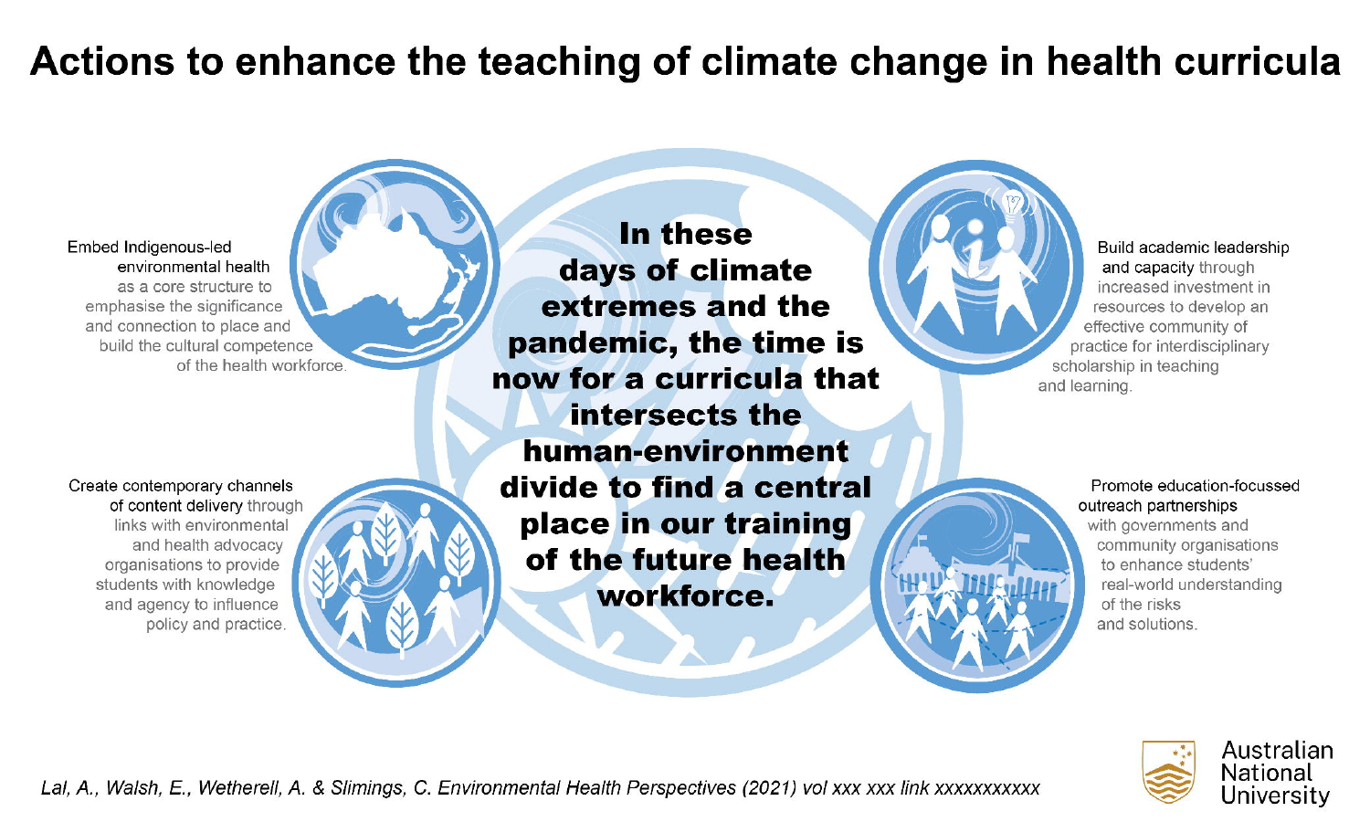# Actions to enhance the teaching of climate change in health curricula

Embed Indigenous-led environmental health as a core structure to emphasise the significance and connection to place and build the cultural competence of the health workforce.

**In these days of climate extremes and the pandemic, the time is now for a curricula that intersects the human-environment divide to find a central place in our training of the future health workforce.**

Build academic leadership and capacity through increased investment in resources to develop an effective community of practice for interdisciplinary scholarship in teaching and learning.

Create contemporary channels of content delivery through links with environmental and health advocacy organisations to provide students with knowledge and agency to influence policy and practice.

Promote education-focussed outreach partnerships with governments and community organisations to enhance students' real-world understanding of the risks and solutions.

*Lal, A., Walsh, E., Wetherell, A. & Slimings, C. Environmental Health Perspectives (2021) vol xxx xxx link xxxxxxxxxxx*

Australian National University